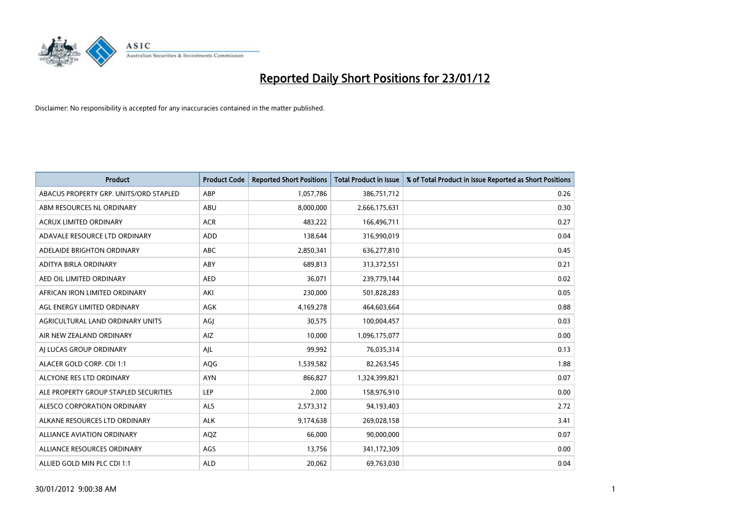# Reported Daily Short Positions for 23/01/12

Disclaimer: No responsibility is accepted for any inaccuracies contained in the matter published.

| Product | Product Code | Reported Short Positions | Total Product in Issue | % of Total Product in Issue Reported as Short Positions |
|---|---|---|---|---|
| ABACUS PROPERTY GRP. UNITS/ORD STAPLED | ABP | 1,057,786 | 386,751,712 | 0.26 |
| ABM RESOURCES NL ORDINARY | ABU | 8,000,000 | 2,666,175,631 | 0.30 |
| ACRUX LIMITED ORDINARY | ACR | 483,222 | 166,496,711 | 0.27 |
| ADAVALE RESOURCE LTD ORDINARY | ADD | 138,644 | 316,990,019 | 0.04 |
| ADELAIDE BRIGHTON ORDINARY | ABC | 2,850,341 | 636,277,810 | 0.45 |
| ADITYA BIRLA ORDINARY | ABY | 689,813 | 313,372,551 | 0.21 |
| AED OIL LIMITED ORDINARY | AED | 36,071 | 239,779,144 | 0.02 |
| AFRICAN IRON LIMITED ORDINARY | AKI | 230,000 | 501,828,283 | 0.05 |
| AGL ENERGY LIMITED ORDINARY | AGK | 4,169,278 | 464,603,664 | 0.88 |
| AGRICULTURAL LAND ORDINARY UNITS | AGJ | 30,575 | 100,004,457 | 0.03 |
| AIR NEW ZEALAND ORDINARY | AIZ | 10,000 | 1,096,175,077 | 0.00 |
| AJ LUCAS GROUP ORDINARY | AJL | 99,992 | 76,035,314 | 0.13 |
| ALACER GOLD CORP. CDI 1:1 | AQG | 1,539,582 | 82,263,545 | 1.88 |
| ALCYONE RES LTD ORDINARY | AYN | 866,827 | 1,324,399,821 | 0.07 |
| ALE PROPERTY GROUP STAPLED SECURITIES | LEP | 2,000 | 158,976,910 | 0.00 |
| ALESCO CORPORATION ORDINARY | ALS | 2,573,312 | 94,193,403 | 2.72 |
| ALKANE RESOURCES LTD ORDINARY | ALK | 9,174,638 | 269,028,158 | 3.41 |
| ALLIANCE AVIATION ORDINARY | AQZ | 66,000 | 90,000,000 | 0.07 |
| ALLIANCE RESOURCES ORDINARY | AGS | 13,756 | 341,172,309 | 0.00 |
| ALLIED GOLD MIN PLC CDI 1:1 | ALD | 20,062 | 69,763,030 | 0.04 |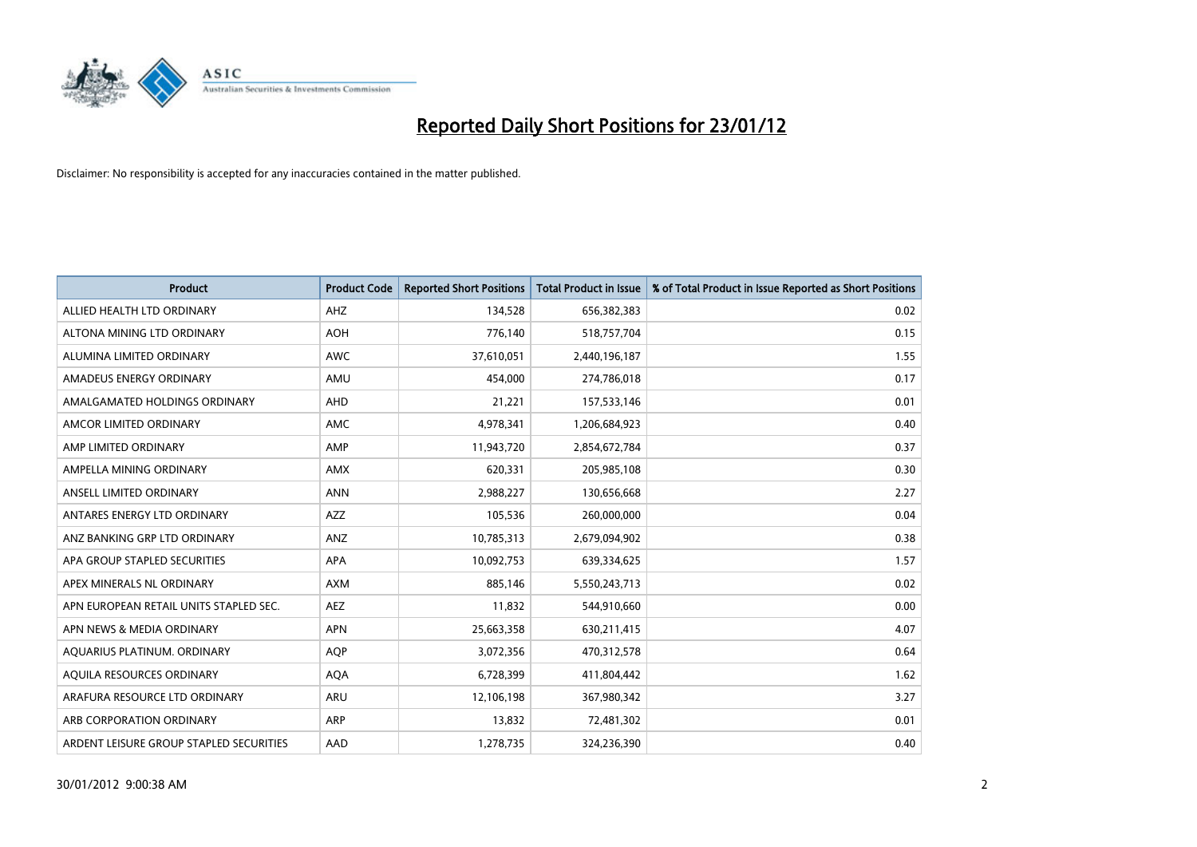# Reported Daily Short Positions for 23/01/12

Disclaimer: No responsibility is accepted for any inaccuracies contained in the matter published.

| Product | Product Code | Reported Short Positions | Total Product in Issue | % of Total Product in Issue Reported as Short Positions |
|---|---|---|---|---|
| ALLIED HEALTH LTD ORDINARY | AHZ | 134,528 | 656,382,383 | 0.02 |
| ALTONA MINING LTD ORDINARY | AOH | 776,140 | 518,757,704 | 0.15 |
| ALUMINA LIMITED ORDINARY | AWC | 37,610,051 | 2,440,196,187 | 1.55 |
| AMADEUS ENERGY ORDINARY | AMU | 454,000 | 274,786,018 | 0.17 |
| AMALGAMATED HOLDINGS ORDINARY | AHD | 21,221 | 157,533,146 | 0.01 |
| AMCOR LIMITED ORDINARY | AMC | 4,978,341 | 1,206,684,923 | 0.40 |
| AMP LIMITED ORDINARY | AMP | 11,943,720 | 2,854,672,784 | 0.37 |
| AMPELLA MINING ORDINARY | AMX | 620,331 | 205,985,108 | 0.30 |
| ANSELL LIMITED ORDINARY | ANN | 2,988,227 | 130,656,668 | 2.27 |
| ANTARES ENERGY LTD ORDINARY | AZZ | 105,536 | 260,000,000 | 0.04 |
| ANZ BANKING GRP LTD ORDINARY | ANZ | 10,785,313 | 2,679,094,902 | 0.38 |
| APA GROUP STAPLED SECURITIES | APA | 10,092,753 | 639,334,625 | 1.57 |
| APEX MINERALS NL ORDINARY | AXM | 885,146 | 5,550,243,713 | 0.02 |
| APN EUROPEAN RETAIL UNITS STAPLED SEC. | AEZ | 11,832 | 544,910,660 | 0.00 |
| APN NEWS & MEDIA ORDINARY | APN | 25,663,358 | 630,211,415 | 4.07 |
| AQUARIUS PLATINUM. ORDINARY | AQP | 3,072,356 | 470,312,578 | 0.64 |
| AQUILA RESOURCES ORDINARY | AQA | 6,728,399 | 411,804,442 | 1.62 |
| ARAFURA RESOURCE LTD ORDINARY | ARU | 12,106,198 | 367,980,342 | 3.27 |
| ARB CORPORATION ORDINARY | ARP | 13,832 | 72,481,302 | 0.01 |
| ARDENT LEISURE GROUP STAPLED SECURITIES | AAD | 1,278,735 | 324,236,390 | 0.40 |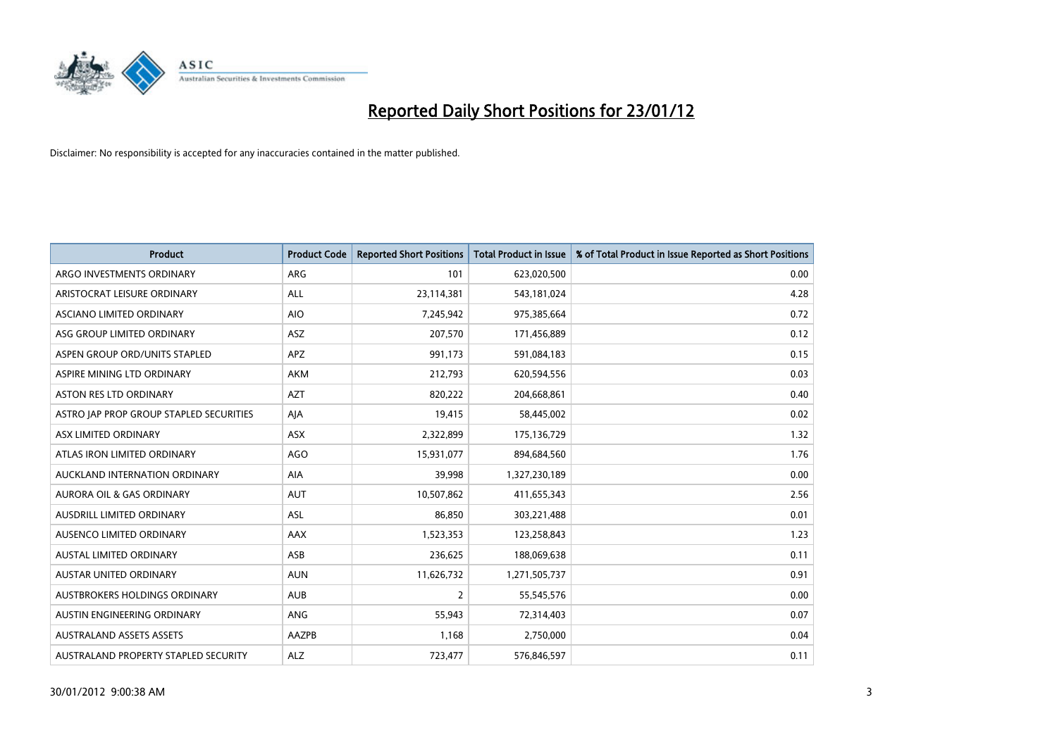# Reported Daily Short Positions for 23/01/12

Disclaimer: No responsibility is accepted for any inaccuracies contained in the matter published.

| Product | Product Code | Reported Short Positions | Total Product in Issue | % of Total Product in Issue Reported as Short Positions |
|---|---|---|---|---|
| ARGO INVESTMENTS ORDINARY | ARG | 101 | 623,020,500 | 0.00 |
| ARISTOCRAT LEISURE ORDINARY | ALL | 23,114,381 | 543,181,024 | 4.28 |
| ASCIANO LIMITED ORDINARY | AIO | 7,245,942 | 975,385,664 | 0.72 |
| ASG GROUP LIMITED ORDINARY | ASZ | 207,570 | 171,456,889 | 0.12 |
| ASPEN GROUP ORD/UNITS STAPLED | APZ | 991,173 | 591,084,183 | 0.15 |
| ASPIRE MINING LTD ORDINARY | AKM | 212,793 | 620,594,556 | 0.03 |
| ASTON RES LTD ORDINARY | AZT | 820,222 | 204,668,861 | 0.40 |
| ASTRO JAP PROP GROUP STAPLED SECURITIES | AJA | 19,415 | 58,445,002 | 0.02 |
| ASX LIMITED ORDINARY | ASX | 2,322,899 | 175,136,729 | 1.32 |
| ATLAS IRON LIMITED ORDINARY | AGO | 15,931,077 | 894,684,560 | 1.76 |
| AUCKLAND INTERNATION ORDINARY | AIA | 39,998 | 1,327,230,189 | 0.00 |
| AURORA OIL & GAS ORDINARY | AUT | 10,507,862 | 411,655,343 | 2.56 |
| AUSDRILL LIMITED ORDINARY | ASL | 86,850 | 303,221,488 | 0.01 |
| AUSENCO LIMITED ORDINARY | AAX | 1,523,353 | 123,258,843 | 1.23 |
| AUSTAL LIMITED ORDINARY | ASB | 236,625 | 188,069,638 | 0.11 |
| AUSTAR UNITED ORDINARY | AUN | 11,626,732 | 1,271,505,737 | 0.91 |
| AUSTBROKERS HOLDINGS ORDINARY | AUB | 2 | 55,545,576 | 0.00 |
| AUSTIN ENGINEERING ORDINARY | ANG | 55,943 | 72,314,403 | 0.07 |
| AUSTRALAND ASSETS ASSETS | AAZPB | 1,168 | 2,750,000 | 0.04 |
| AUSTRALAND PROPERTY STAPLED SECURITY | ALZ | 723,477 | 576,846,597 | 0.11 |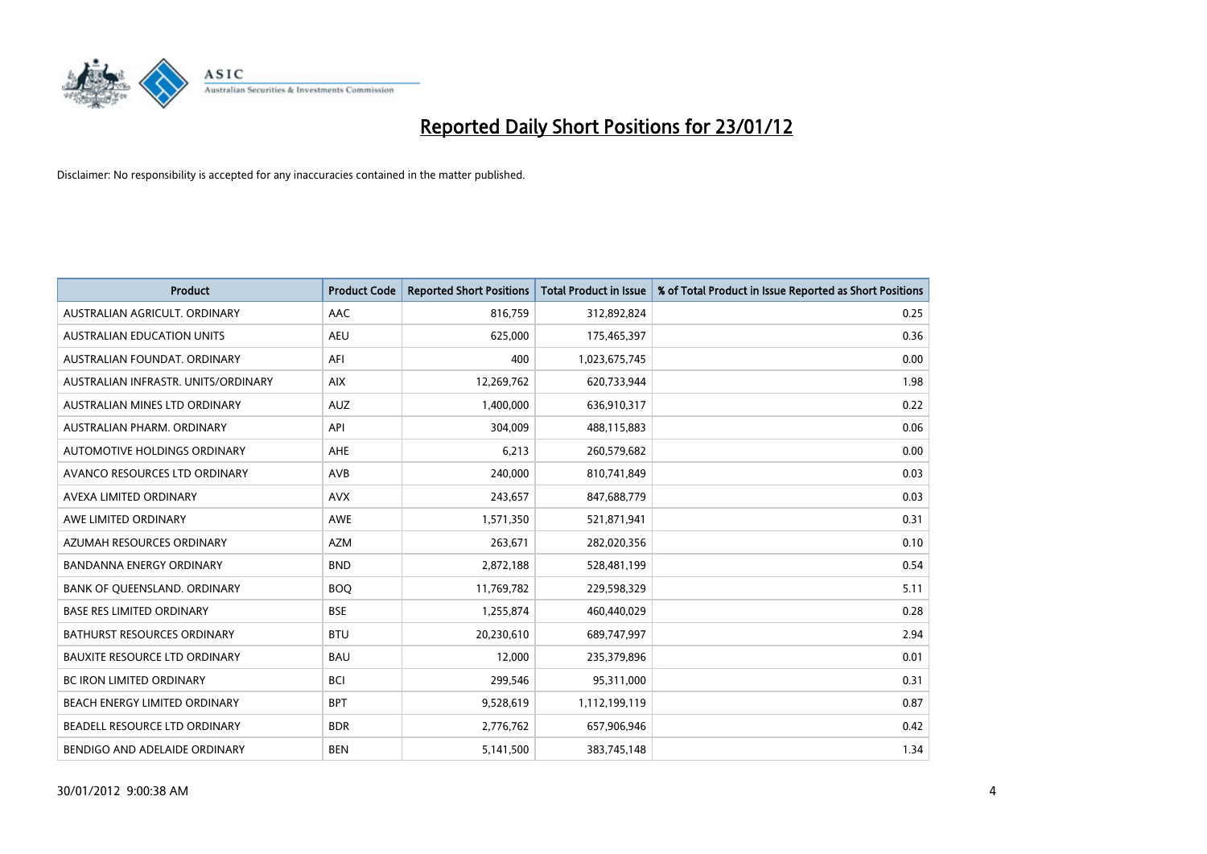# Reported Daily Short Positions for 23/01/12

Disclaimer: No responsibility is accepted for any inaccuracies contained in the matter published.

| Product | Product Code | Reported Short Positions | Total Product in Issue | % of Total Product in Issue Reported as Short Positions |
|---|---|---|---|---|
| AUSTRALIAN AGRICULT. ORDINARY | AAC | 816,759 | 312,892,824 | 0.25 |
| AUSTRALIAN EDUCATION UNITS | AEU | 625,000 | 175,465,397 | 0.36 |
| AUSTRALIAN FOUNDAT. ORDINARY | AFI | 400 | 1,023,675,745 | 0.00 |
| AUSTRALIAN INFRASTR. UNITS/ORDINARY | AIX | 12,269,762 | 620,733,944 | 1.98 |
| AUSTRALIAN MINES LTD ORDINARY | AUZ | 1,400,000 | 636,910,317 | 0.22 |
| AUSTRALIAN PHARM. ORDINARY | API | 304,009 | 488,115,883 | 0.06 |
| AUTOMOTIVE HOLDINGS ORDINARY | AHE | 6,213 | 260,579,682 | 0.00 |
| AVANCO RESOURCES LTD ORDINARY | AVB | 240,000 | 810,741,849 | 0.03 |
| AVEXA LIMITED ORDINARY | AVX | 243,657 | 847,688,779 | 0.03 |
| AWE LIMITED ORDINARY | AWE | 1,571,350 | 521,871,941 | 0.31 |
| AZUMAH RESOURCES ORDINARY | AZM | 263,671 | 282,020,356 | 0.10 |
| BANDANNA ENERGY ORDINARY | BND | 2,872,188 | 528,481,199 | 0.54 |
| BANK OF QUEENSLAND. ORDINARY | BOQ | 11,769,782 | 229,598,329 | 5.11 |
| BASE RES LIMITED ORDINARY | BSE | 1,255,874 | 460,440,029 | 0.28 |
| BATHURST RESOURCES ORDINARY | BTU | 20,230,610 | 689,747,997 | 2.94 |
| BAUXITE RESOURCE LTD ORDINARY | BAU | 12,000 | 235,379,896 | 0.01 |
| BC IRON LIMITED ORDINARY | BCI | 299,546 | 95,311,000 | 0.31 |
| BEACH ENERGY LIMITED ORDINARY | BPT | 9,528,619 | 1,112,199,119 | 0.87 |
| BEADELL RESOURCE LTD ORDINARY | BDR | 2,776,762 | 657,906,946 | 0.42 |
| BENDIGO AND ADELAIDE ORDINARY | BEN | 5,141,500 | 383,745,148 | 1.34 |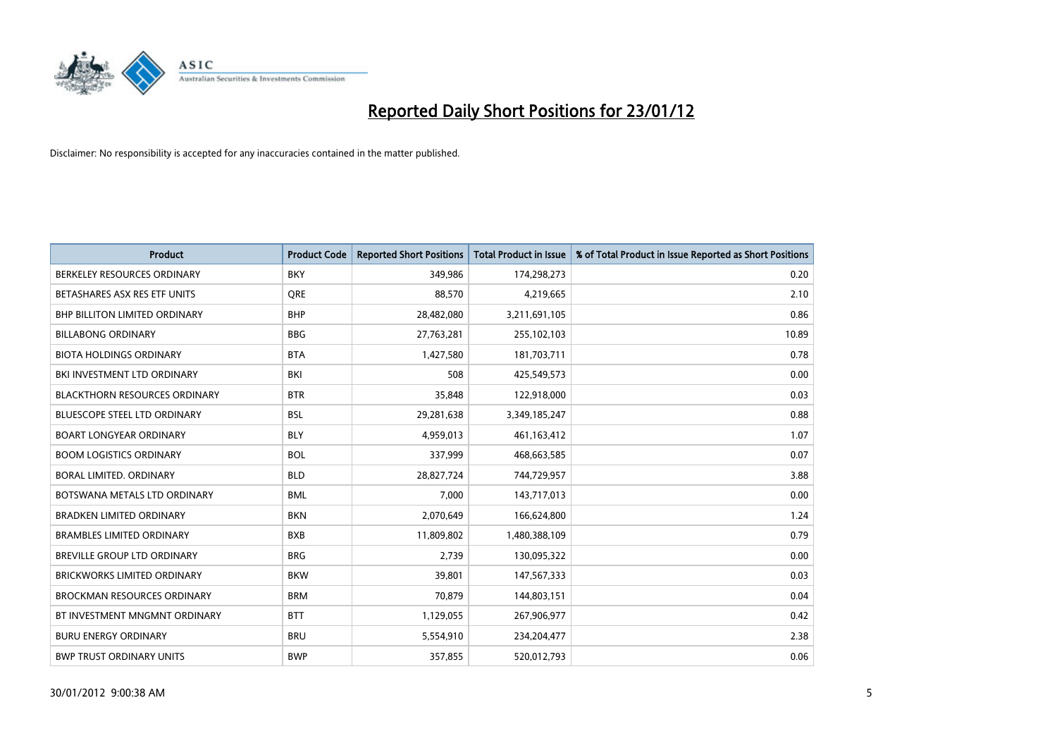# Reported Daily Short Positions for 23/01/12

Disclaimer: No responsibility is accepted for any inaccuracies contained in the matter published.

| Product | Product Code | Reported Short Positions | Total Product in Issue | % of Total Product in Issue Reported as Short Positions |
|---|---|---|---|---|
| BERKELEY RESOURCES ORDINARY | BKY | 349,986 | 174,298,273 | 0.20 |
| BETASHARES ASX RES ETF UNITS | QRE | 88,570 | 4,219,665 | 2.10 |
| BHP BILLITON LIMITED ORDINARY | BHP | 28,482,080 | 3,211,691,105 | 0.86 |
| BILLABONG ORDINARY | BBG | 27,763,281 | 255,102,103 | 10.89 |
| BIOTA HOLDINGS ORDINARY | BTA | 1,427,580 | 181,703,711 | 0.78 |
| BKI INVESTMENT LTD ORDINARY | BKI | 508 | 425,549,573 | 0.00 |
| BLACKTHORN RESOURCES ORDINARY | BTR | 35,848 | 122,918,000 | 0.03 |
| BLUESCOPE STEEL LTD ORDINARY | BSL | 29,281,638 | 3,349,185,247 | 0.88 |
| BOART LONGYEAR ORDINARY | BLY | 4,959,013 | 461,163,412 | 1.07 |
| BOOM LOGISTICS ORDINARY | BOL | 337,999 | 468,663,585 | 0.07 |
| BORAL LIMITED. ORDINARY | BLD | 28,827,724 | 744,729,957 | 3.88 |
| BOTSWANA METALS LTD ORDINARY | BML | 7,000 | 143,717,013 | 0.00 |
| BRADKEN LIMITED ORDINARY | BKN | 2,070,649 | 166,624,800 | 1.24 |
| BRAMBLES LIMITED ORDINARY | BXB | 11,809,802 | 1,480,388,109 | 0.79 |
| BREVILLE GROUP LTD ORDINARY | BRG | 2,739 | 130,095,322 | 0.00 |
| BRICKWORKS LIMITED ORDINARY | BKW | 39,801 | 147,567,333 | 0.03 |
| BROCKMAN RESOURCES ORDINARY | BRM | 70,879 | 144,803,151 | 0.04 |
| BT INVESTMENT MNGMNT ORDINARY | BTT | 1,129,055 | 267,906,977 | 0.42 |
| BURU ENERGY ORDINARY | BRU | 5,554,910 | 234,204,477 | 2.38 |
| BWP TRUST ORDINARY UNITS | BWP | 357,855 | 520,012,793 | 0.06 |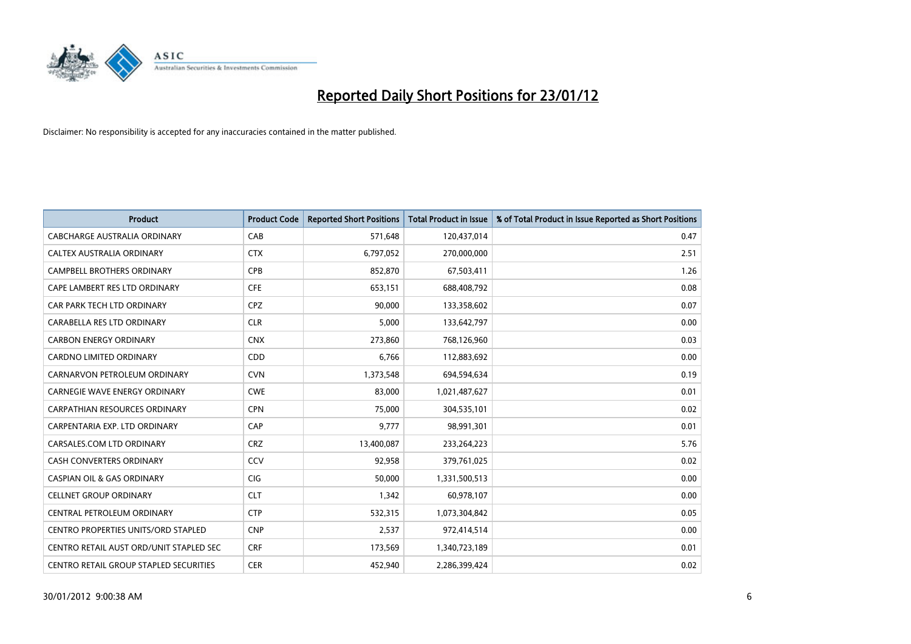# Reported Daily Short Positions for 23/01/12

Disclaimer: No responsibility is accepted for any inaccuracies contained in the matter published.

| Product | Product Code | Reported Short Positions | Total Product in Issue | % of Total Product in Issue Reported as Short Positions |
|---|---|---|---|---|
| CABCHARGE AUSTRALIA ORDINARY | CAB | 571,648 | 120,437,014 | 0.47 |
| CALTEX AUSTRALIA ORDINARY | CTX | 6,797,052 | 270,000,000 | 2.51 |
| CAMPBELL BROTHERS ORDINARY | CPB | 852,870 | 67,503,411 | 1.26 |
| CAPE LAMBERT RES LTD ORDINARY | CFE | 653,151 | 688,408,792 | 0.08 |
| CAR PARK TECH LTD ORDINARY | CPZ | 90,000 | 133,358,602 | 0.07 |
| CARABELLA RES LTD ORDINARY | CLR | 5,000 | 133,642,797 | 0.00 |
| CARBON ENERGY ORDINARY | CNX | 273,860 | 768,126,960 | 0.03 |
| CARDNO LIMITED ORDINARY | CDD | 6,766 | 112,883,692 | 0.00 |
| CARNARVON PETROLEUM ORDINARY | CVN | 1,373,548 | 694,594,634 | 0.19 |
| CARNEGIE WAVE ENERGY ORDINARY | CWE | 83,000 | 1,021,487,627 | 0.01 |
| CARPATHIAN RESOURCES ORDINARY | CPN | 75,000 | 304,535,101 | 0.02 |
| CARPENTARIA EXP. LTD ORDINARY | CAP | 9,777 | 98,991,301 | 0.01 |
| CARSALES.COM LTD ORDINARY | CRZ | 13,400,087 | 233,264,223 | 5.76 |
| CASH CONVERTERS ORDINARY | CCV | 92,958 | 379,761,025 | 0.02 |
| CASPIAN OIL & GAS ORDINARY | CIG | 50,000 | 1,331,500,513 | 0.00 |
| CELLNET GROUP ORDINARY | CLT | 1,342 | 60,978,107 | 0.00 |
| CENTRAL PETROLEUM ORDINARY | CTP | 532,315 | 1,073,304,842 | 0.05 |
| CENTRO PROPERTIES UNITS/ORD STAPLED | CNP | 2,537 | 972,414,514 | 0.00 |
| CENTRO RETAIL AUST ORD/UNIT STAPLED SEC | CRF | 173,569 | 1,340,723,189 | 0.01 |
| CENTRO RETAIL GROUP STAPLED SECURITIES | CER | 452,940 | 2,286,399,424 | 0.02 |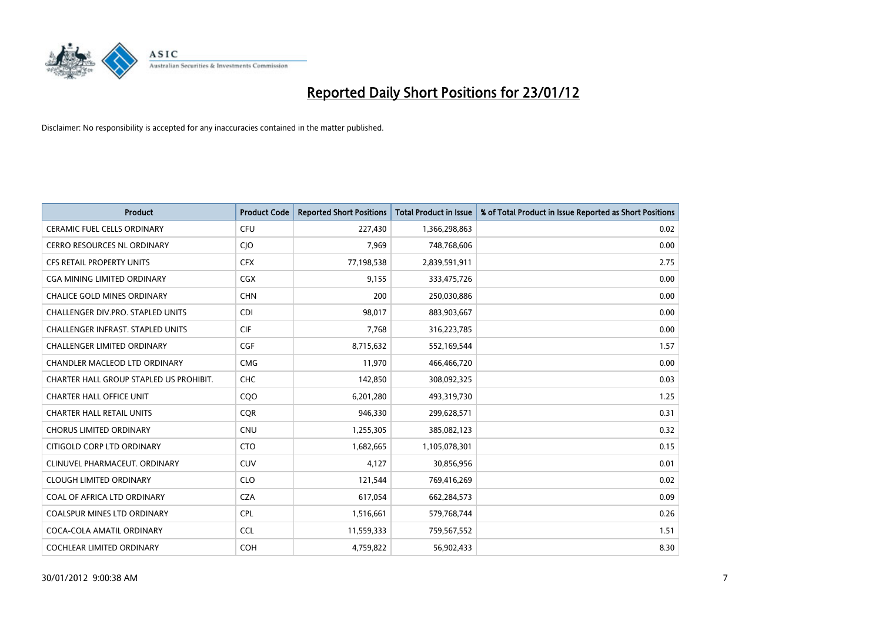# Reported Daily Short Positions for 23/01/12

Disclaimer: No responsibility is accepted for any inaccuracies contained in the matter published.

| Product | Product Code | Reported Short Positions | Total Product in Issue | % of Total Product in Issue Reported as Short Positions |
|---|---|---|---|---|
| CERAMIC FUEL CELLS ORDINARY | CFU | 227,430 | 1,366,298,863 | 0.02 |
| CERRO RESOURCES NL ORDINARY | CJO | 7,969 | 748,768,606 | 0.00 |
| CFS RETAIL PROPERTY UNITS | CFX | 77,198,538 | 2,839,591,911 | 2.75 |
| CGA MINING LIMITED ORDINARY | CGX | 9,155 | 333,475,726 | 0.00 |
| CHALICE GOLD MINES ORDINARY | CHN | 200 | 250,030,886 | 0.00 |
| CHALLENGER DIV.PRO. STAPLED UNITS | CDI | 98,017 | 883,903,667 | 0.00 |
| CHALLENGER INFRAST. STAPLED UNITS | CIF | 7,768 | 316,223,785 | 0.00 |
| CHALLENGER LIMITED ORDINARY | CGF | 8,715,632 | 552,169,544 | 1.57 |
| CHANDLER MACLEOD LTD ORDINARY | CMG | 11,970 | 466,466,720 | 0.00 |
| CHARTER HALL GROUP STAPLED US PROHIBIT. | CHC | 142,850 | 308,092,325 | 0.03 |
| CHARTER HALL OFFICE UNIT | CQO | 6,201,280 | 493,319,730 | 1.25 |
| CHARTER HALL RETAIL UNITS | CQR | 946,330 | 299,628,571 | 0.31 |
| CHORUS LIMITED ORDINARY | CNU | 1,255,305 | 385,082,123 | 0.32 |
| CITIGOLD CORP LTD ORDINARY | CTO | 1,682,665 | 1,105,078,301 | 0.15 |
| CLINUVEL PHARMACEUT. ORDINARY | CUV | 4,127 | 30,856,956 | 0.01 |
| CLOUGH LIMITED ORDINARY | CLO | 121,544 | 769,416,269 | 0.02 |
| COAL OF AFRICA LTD ORDINARY | CZA | 617,054 | 662,284,573 | 0.09 |
| COALSPUR MINES LTD ORDINARY | CPL | 1,516,661 | 579,768,744 | 0.26 |
| COCA-COLA AMATIL ORDINARY | CCL | 11,559,333 | 759,567,552 | 1.51 |
| COCHLEAR LIMITED ORDINARY | COH | 4,759,822 | 56,902,433 | 8.30 |

30/01/2012 9:00:38 AM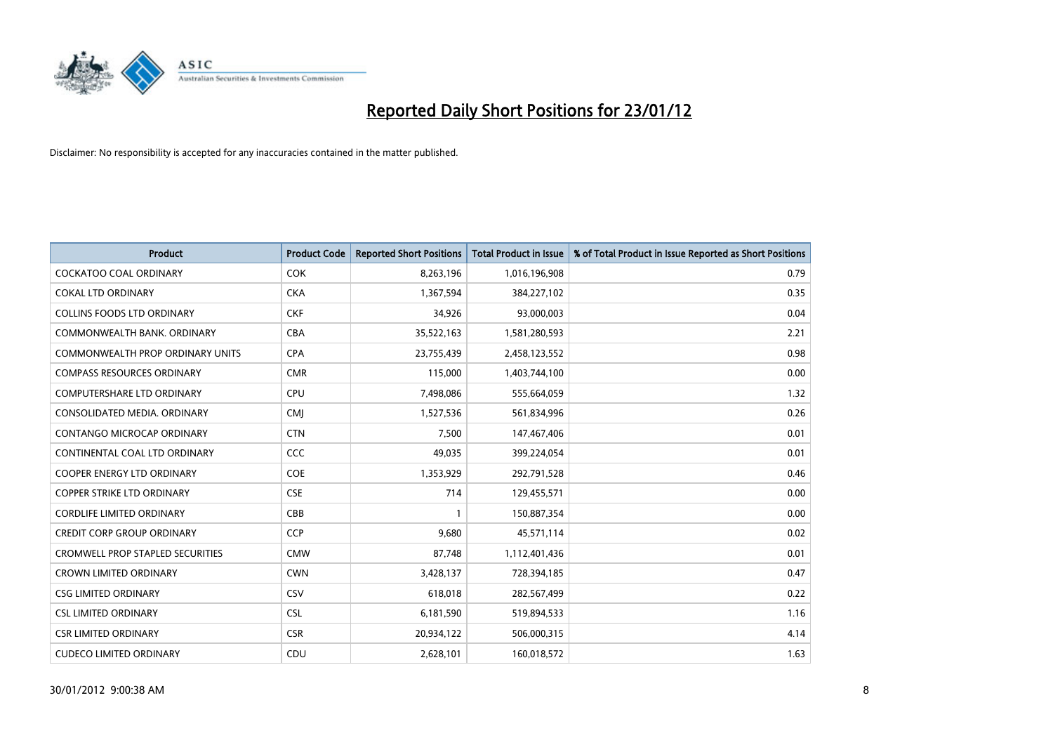# Reported Daily Short Positions for 23/01/12

Disclaimer: No responsibility is accepted for any inaccuracies contained in the matter published.

| Product | Product Code | Reported Short Positions | Total Product in Issue | % of Total Product in Issue Reported as Short Positions |
|---|---|---|---|---|
| COCKATOO COAL ORDINARY | COK | 8,263,196 | 1,016,196,908 | 0.79 |
| COKAL LTD ORDINARY | CKA | 1,367,594 | 384,227,102 | 0.35 |
| COLLINS FOODS LTD ORDINARY | CKF | 34,926 | 93,000,003 | 0.04 |
| COMMONWEALTH BANK. ORDINARY | CBA | 35,522,163 | 1,581,280,593 | 2.21 |
| COMMONWEALTH PROP ORDINARY UNITS | CPA | 23,755,439 | 2,458,123,552 | 0.98 |
| COMPASS RESOURCES ORDINARY | CMR | 115,000 | 1,403,744,100 | 0.00 |
| COMPUTERSHARE LTD ORDINARY | CPU | 7,498,086 | 555,664,059 | 1.32 |
| CONSOLIDATED MEDIA. ORDINARY | CMJ | 1,527,536 | 561,834,996 | 0.26 |
| CONTANGO MICROCAP ORDINARY | CTN | 7,500 | 147,467,406 | 0.01 |
| CONTINENTAL COAL LTD ORDINARY | CCC | 49,035 | 399,224,054 | 0.01 |
| COOPER ENERGY LTD ORDINARY | COE | 1,353,929 | 292,791,528 | 0.46 |
| COPPER STRIKE LTD ORDINARY | CSE | 714 | 129,455,571 | 0.00 |
| CORDLIFE LIMITED ORDINARY | CBB | 1 | 150,887,354 | 0.00 |
| CREDIT CORP GROUP ORDINARY | CCP | 9,680 | 45,571,114 | 0.02 |
| CROMWELL PROP STAPLED SECURITIES | CMW | 87,748 | 1,112,401,436 | 0.01 |
| CROWN LIMITED ORDINARY | CWN | 3,428,137 | 728,394,185 | 0.47 |
| CSG LIMITED ORDINARY | CSV | 618,018 | 282,567,499 | 0.22 |
| CSL LIMITED ORDINARY | CSL | 6,181,590 | 519,894,533 | 1.16 |
| CSR LIMITED ORDINARY | CSR | 20,934,122 | 506,000,315 | 4.14 |
| CUDECO LIMITED ORDINARY | CDU | 2,628,101 | 160,018,572 | 1.63 |

30/01/2012 9:00:38 AM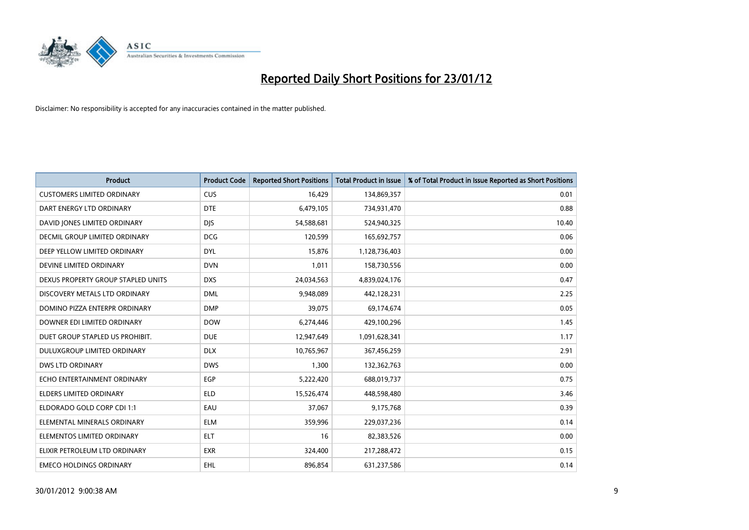# Reported Daily Short Positions for 23/01/12

Disclaimer: No responsibility is accepted for any inaccuracies contained in the matter published.

| Product | Product Code | Reported Short Positions | Total Product in Issue | % of Total Product in Issue Reported as Short Positions |
|---|---|---|---|---|
| CUSTOMERS LIMITED ORDINARY | CUS | 16,429 | 134,869,357 | 0.01 |
| DART ENERGY LTD ORDINARY | DTE | 6,479,105 | 734,931,470 | 0.88 |
| DAVID JONES LIMITED ORDINARY | DJS | 54,588,681 | 524,940,325 | 10.40 |
| DECMIL GROUP LIMITED ORDINARY | DCG | 120,599 | 165,692,757 | 0.06 |
| DEEP YELLOW LIMITED ORDINARY | DYL | 15,876 | 1,128,736,403 | 0.00 |
| DEVINE LIMITED ORDINARY | DVN | 1,011 | 158,730,556 | 0.00 |
| DEXUS PROPERTY GROUP STAPLED UNITS | DXS | 24,034,563 | 4,839,024,176 | 0.47 |
| DISCOVERY METALS LTD ORDINARY | DML | 9,948,089 | 442,128,231 | 2.25 |
| DOMINO PIZZA ENTERPR ORDINARY | DMP | 39,075 | 69,174,674 | 0.05 |
| DOWNER EDI LIMITED ORDINARY | DOW | 6,274,446 | 429,100,296 | 1.45 |
| DUET GROUP STAPLED US PROHIBIT. | DUE | 12,947,649 | 1,091,628,341 | 1.17 |
| DULUXGROUP LIMITED ORDINARY | DLX | 10,765,967 | 367,456,259 | 2.91 |
| DWS LTD ORDINARY | DWS | 1,300 | 132,362,763 | 0.00 |
| ECHO ENTERTAINMENT ORDINARY | EGP | 5,222,420 | 688,019,737 | 0.75 |
| ELDERS LIMITED ORDINARY | ELD | 15,526,474 | 448,598,480 | 3.46 |
| ELDORADO GOLD CORP CDI 1:1 | EAU | 37,067 | 9,175,768 | 0.39 |
| ELEMENTAL MINERALS ORDINARY | ELM | 359,996 | 229,037,236 | 0.14 |
| ELEMENTOS LIMITED ORDINARY | ELT | 16 | 82,383,526 | 0.00 |
| ELIXIR PETROLEUM LTD ORDINARY | EXR | 324,400 | 217,288,472 | 0.15 |
| EMECO HOLDINGS ORDINARY | EHL | 896,854 | 631,237,586 | 0.14 |

30/01/2012 9:00:38 AM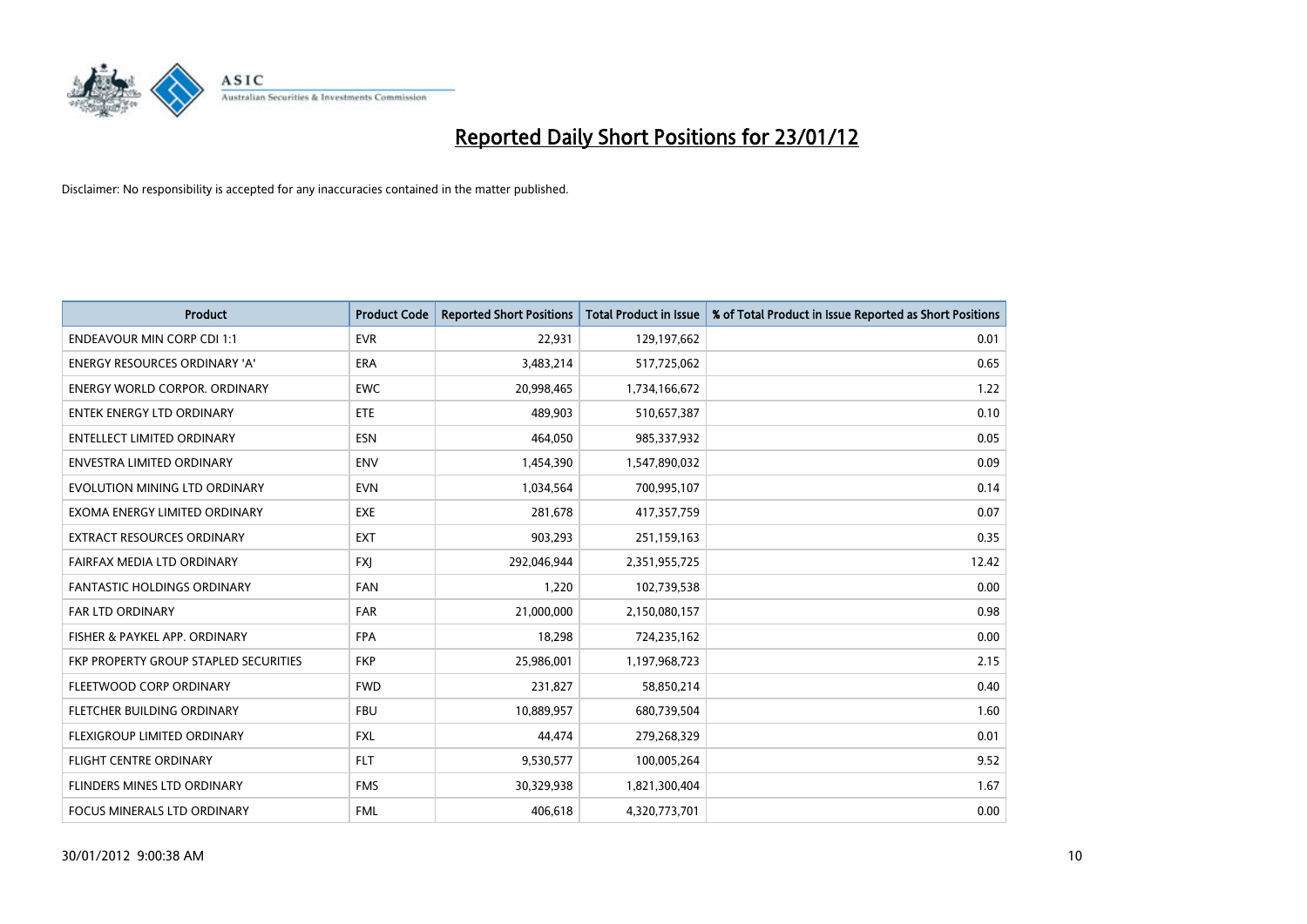# Reported Daily Short Positions for 23/01/12

Disclaimer: No responsibility is accepted for any inaccuracies contained in the matter published.

| Product | Product Code | Reported Short Positions | Total Product in Issue | % of Total Product in Issue Reported as Short Positions |
|---|---|---|---|---|
| ENDEAVOUR MIN CORP CDI 1:1 | EVR | 22,931 | 129,197,662 | 0.01 |
| ENERGY RESOURCES ORDINARY 'A' | ERA | 3,483,214 | 517,725,062 | 0.65 |
| ENERGY WORLD CORPOR. ORDINARY | EWC | 20,998,465 | 1,734,166,672 | 1.22 |
| ENTEK ENERGY LTD ORDINARY | ETE | 489,903 | 510,657,387 | 0.10 |
| ENTELLECT LIMITED ORDINARY | ESN | 464,050 | 985,337,932 | 0.05 |
| ENVESTRA LIMITED ORDINARY | ENV | 1,454,390 | 1,547,890,032 | 0.09 |
| EVOLUTION MINING LTD ORDINARY | EVN | 1,034,564 | 700,995,107 | 0.14 |
| EXOMA ENERGY LIMITED ORDINARY | EXE | 281,678 | 417,357,759 | 0.07 |
| EXTRACT RESOURCES ORDINARY | EXT | 903,293 | 251,159,163 | 0.35 |
| FAIRFAX MEDIA LTD ORDINARY | FXJ | 292,046,944 | 2,351,955,725 | 12.42 |
| FANTASTIC HOLDINGS ORDINARY | FAN | 1,220 | 102,739,538 | 0.00 |
| FAR LTD ORDINARY | FAR | 21,000,000 | 2,150,080,157 | 0.98 |
| FISHER & PAYKEL APP. ORDINARY | FPA | 18,298 | 724,235,162 | 0.00 |
| FKP PROPERTY GROUP STAPLED SECURITIES | FKP | 25,986,001 | 1,197,968,723 | 2.15 |
| FLEETWOOD CORP ORDINARY | FWD | 231,827 | 58,850,214 | 0.40 |
| FLETCHER BUILDING ORDINARY | FBU | 10,889,957 | 680,739,504 | 1.60 |
| FLEXIGROUP LIMITED ORDINARY | FXL | 44,474 | 279,268,329 | 0.01 |
| FLIGHT CENTRE ORDINARY | FLT | 9,530,577 | 100,005,264 | 9.52 |
| FLINDERS MINES LTD ORDINARY | FMS | 30,329,938 | 1,821,300,404 | 1.67 |
| FOCUS MINERALS LTD ORDINARY | FML | 406,618 | 4,320,773,701 | 0.00 |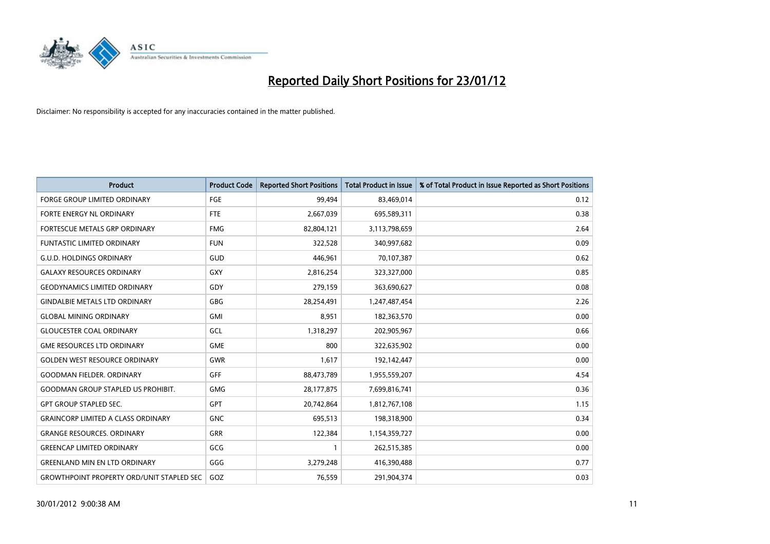# Reported Daily Short Positions for 23/01/12

Disclaimer: No responsibility is accepted for any inaccuracies contained in the matter published.

| Product | Product Code | Reported Short Positions | Total Product in Issue | % of Total Product in Issue Reported as Short Positions |
|---|---|---|---|---|
| FORGE GROUP LIMITED ORDINARY | FGE | 99,494 | 83,469,014 | 0.12 |
| FORTE ENERGY NL ORDINARY | FTE | 2,667,039 | 695,589,311 | 0.38 |
| FORTESCUE METALS GRP ORDINARY | FMG | 82,804,121 | 3,113,798,659 | 2.64 |
| FUNTASTIC LIMITED ORDINARY | FUN | 322,528 | 340,997,682 | 0.09 |
| G.U.D. HOLDINGS ORDINARY | GUD | 446,961 | 70,107,387 | 0.62 |
| GALAXY RESOURCES ORDINARY | GXY | 2,816,254 | 323,327,000 | 0.85 |
| GEODYNAMICS LIMITED ORDINARY | GDY | 279,159 | 363,690,627 | 0.08 |
| GINDALBIE METALS LTD ORDINARY | GBG | 28,254,491 | 1,247,487,454 | 2.26 |
| GLOBAL MINING ORDINARY | GMI | 8,951 | 182,363,570 | 0.00 |
| GLOUCESTER COAL ORDINARY | GCL | 1,318,297 | 202,905,967 | 0.66 |
| GME RESOURCES LTD ORDINARY | GME | 800 | 322,635,902 | 0.00 |
| GOLDEN WEST RESOURCE ORDINARY | GWR | 1,617 | 192,142,447 | 0.00 |
| GOODMAN FIELDER. ORDINARY | GFF | 88,473,789 | 1,955,559,207 | 4.54 |
| GOODMAN GROUP STAPLED US PROHIBIT. | GMG | 28,177,875 | 7,699,816,741 | 0.36 |
| GPT GROUP STAPLED SEC. | GPT | 20,742,864 | 1,812,767,108 | 1.15 |
| GRAINCORP LIMITED A CLASS ORDINARY | GNC | 695,513 | 198,318,900 | 0.34 |
| GRANGE RESOURCES. ORDINARY | GRR | 122,384 | 1,154,359,727 | 0.00 |
| GREENCAP LIMITED ORDINARY | GCG | 1 | 262,515,385 | 0.00 |
| GREENLAND MIN EN LTD ORDINARY | GGG | 3,279,248 | 416,390,488 | 0.77 |
| GROWTHPOINT PROPERTY ORD/UNIT STAPLED SEC | GOZ | 76,559 | 291,904,374 | 0.03 |

30/01/2012 9:00:38 AM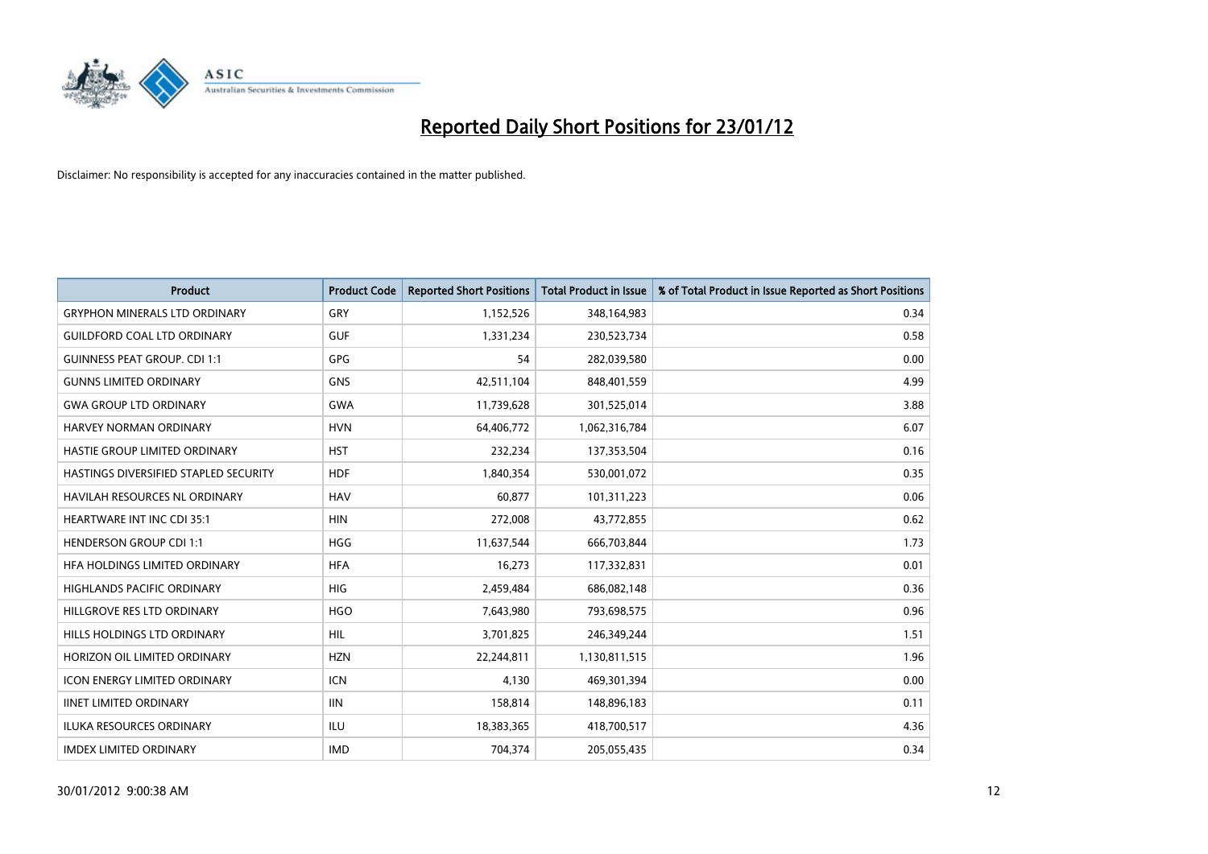# Reported Daily Short Positions for 23/01/12

Disclaimer: No responsibility is accepted for any inaccuracies contained in the matter published.

| Product | Product Code | Reported Short Positions | Total Product in Issue | % of Total Product in Issue Reported as Short Positions |
|---|---|---|---|---|
| GRYPHON MINERALS LTD ORDINARY | GRY | 1,152,526 | 348,164,983 | 0.34 |
| GUILDFORD COAL LTD ORDINARY | GUF | 1,331,234 | 230,523,734 | 0.58 |
| GUINNESS PEAT GROUP. CDI 1:1 | GPG | 54 | 282,039,580 | 0.00 |
| GUNNS LIMITED ORDINARY | GNS | 42,511,104 | 848,401,559 | 4.99 |
| GWA GROUP LTD ORDINARY | GWA | 11,739,628 | 301,525,014 | 3.88 |
| HARVEY NORMAN ORDINARY | HVN | 64,406,772 | 1,062,316,784 | 6.07 |
| HASTIE GROUP LIMITED ORDINARY | HST | 232,234 | 137,353,504 | 0.16 |
| HASTINGS DIVERSIFIED STAPLED SECURITY | HDF | 1,840,354 | 530,001,072 | 0.35 |
| HAVILAH RESOURCES NL ORDINARY | HAV | 60,877 | 101,311,223 | 0.06 |
| HEARTWARE INT INC CDI 35:1 | HIN | 272,008 | 43,772,855 | 0.62 |
| HENDERSON GROUP CDI 1:1 | HGG | 11,637,544 | 666,703,844 | 1.73 |
| HFA HOLDINGS LIMITED ORDINARY | HFA | 16,273 | 117,332,831 | 0.01 |
| HIGHLANDS PACIFIC ORDINARY | HIG | 2,459,484 | 686,082,148 | 0.36 |
| HILLGROVE RES LTD ORDINARY | HGO | 7,643,980 | 793,698,575 | 0.96 |
| HILLS HOLDINGS LTD ORDINARY | HIL | 3,701,825 | 246,349,244 | 1.51 |
| HORIZON OIL LIMITED ORDINARY | HZN | 22,244,811 | 1,130,811,515 | 1.96 |
| ICON ENERGY LIMITED ORDINARY | ICN | 4,130 | 469,301,394 | 0.00 |
| IINET LIMITED ORDINARY | IIN | 158,814 | 148,896,183 | 0.11 |
| ILUKA RESOURCES ORDINARY | ILU | 18,383,365 | 418,700,517 | 4.36 |
| IMDEX LIMITED ORDINARY | IMD | 704,374 | 205,055,435 | 0.34 |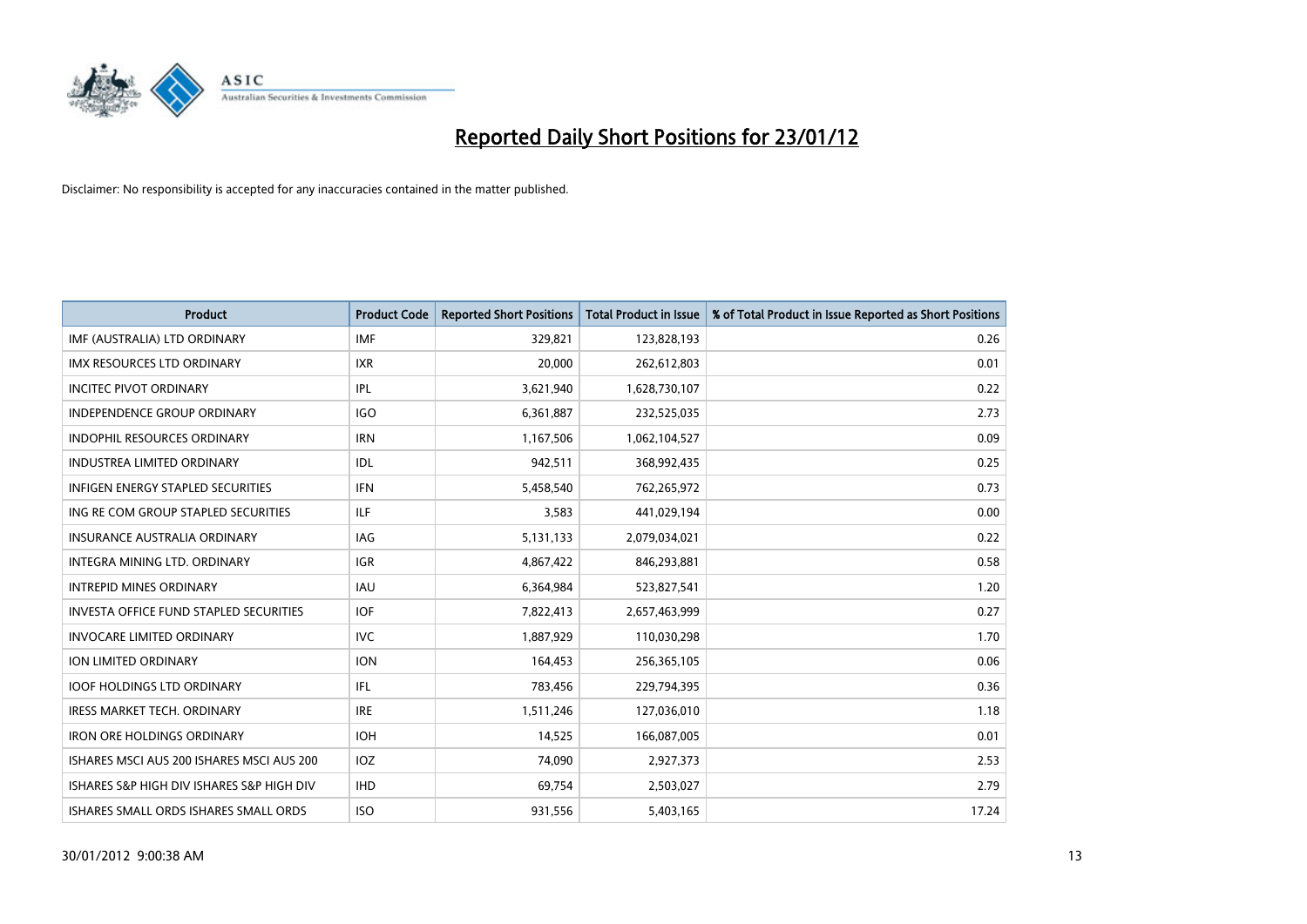# Reported Daily Short Positions for 23/01/12

Disclaimer: No responsibility is accepted for any inaccuracies contained in the matter published.

| Product | Product Code | Reported Short Positions | Total Product in Issue | % of Total Product in Issue Reported as Short Positions |
|---|---|---|---|---|
| IMF (AUSTRALIA) LTD ORDINARY | IMF | 329,821 | 123,828,193 | 0.26 |
| IMX RESOURCES LTD ORDINARY | IXR | 20,000 | 262,612,803 | 0.01 |
| INCITEC PIVOT ORDINARY | IPL | 3,621,940 | 1,628,730,107 | 0.22 |
| INDEPENDENCE GROUP ORDINARY | IGO | 6,361,887 | 232,525,035 | 2.73 |
| INDOPHIL RESOURCES ORDINARY | IRN | 1,167,506 | 1,062,104,527 | 0.09 |
| INDUSTREA LIMITED ORDINARY | IDL | 942,511 | 368,992,435 | 0.25 |
| INFIGEN ENERGY STAPLED SECURITIES | IFN | 5,458,540 | 762,265,972 | 0.73 |
| ING RE COM GROUP STAPLED SECURITIES | ILF | 3,583 | 441,029,194 | 0.00 |
| INSURANCE AUSTRALIA ORDINARY | IAG | 5,131,133 | 2,079,034,021 | 0.22 |
| INTEGRA MINING LTD. ORDINARY | IGR | 4,867,422 | 846,293,881 | 0.58 |
| INTREPID MINES ORDINARY | IAU | 6,364,984 | 523,827,541 | 1.20 |
| INVESTA OFFICE FUND STAPLED SECURITIES | IOF | 7,822,413 | 2,657,463,999 | 0.27 |
| INVOCARE LIMITED ORDINARY | IVC | 1,887,929 | 110,030,298 | 1.70 |
| ION LIMITED ORDINARY | ION | 164,453 | 256,365,105 | 0.06 |
| IOOF HOLDINGS LTD ORDINARY | IFL | 783,456 | 229,794,395 | 0.36 |
| IRESS MARKET TECH. ORDINARY | IRE | 1,511,246 | 127,036,010 | 1.18 |
| IRON ORE HOLDINGS ORDINARY | IOH | 14,525 | 166,087,005 | 0.01 |
| ISHARES MSCI AUS 200 ISHARES MSCI AUS 200 | IOZ | 74,090 | 2,927,373 | 2.53 |
| ISHARES S&P HIGH DIV ISHARES S&P HIGH DIV | IHD | 69,754 | 2,503,027 | 2.79 |
| ISHARES SMALL ORDS ISHARES SMALL ORDS | ISO | 931,556 | 5,403,165 | 17.24 |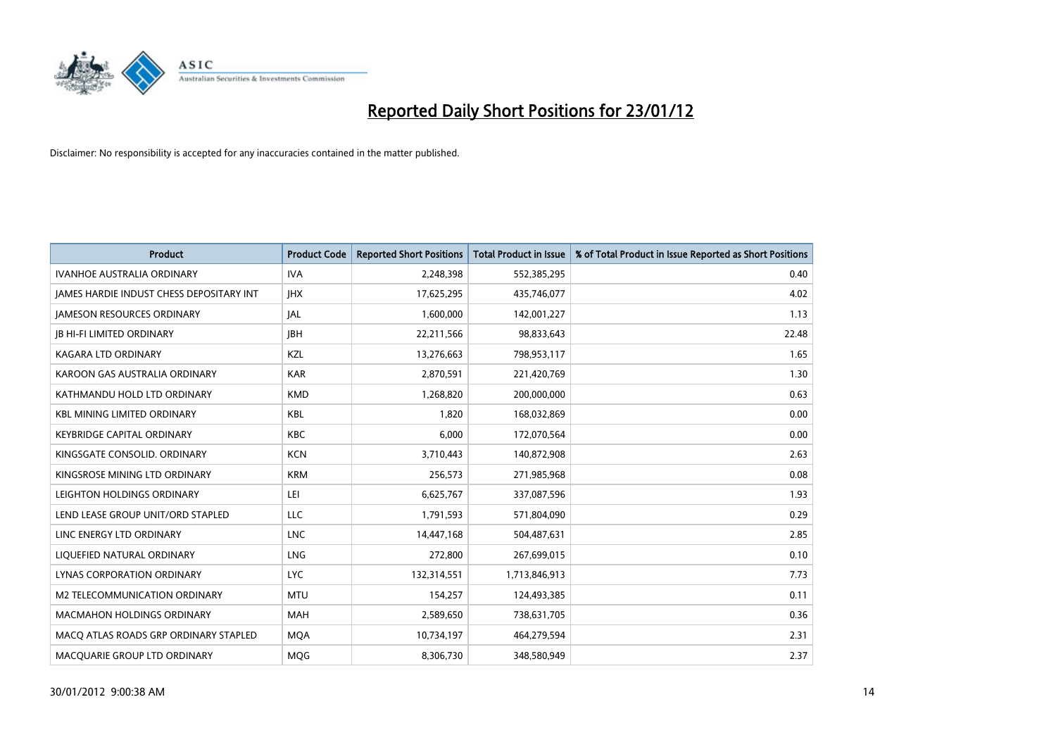# Reported Daily Short Positions for 23/01/12

Disclaimer: No responsibility is accepted for any inaccuracies contained in the matter published.

| Product | Product Code | Reported Short Positions | Total Product in Issue | % of Total Product in Issue Reported as Short Positions |
|---|---|---|---|---|
| IVANHOE AUSTRALIA ORDINARY | IVA | 2,248,398 | 552,385,295 | 0.40 |
| JAMES HARDIE INDUST CHESS DEPOSITARY INT | JHX | 17,625,295 | 435,746,077 | 4.02 |
| JAMESON RESOURCES ORDINARY | JAL | 1,600,000 | 142,001,227 | 1.13 |
| JB HI-FI LIMITED ORDINARY | JBH | 22,211,566 | 98,833,643 | 22.48 |
| KAGARA LTD ORDINARY | KZL | 13,276,663 | 798,953,117 | 1.65 |
| KAROON GAS AUSTRALIA ORDINARY | KAR | 2,870,591 | 221,420,769 | 1.30 |
| KATHMANDU HOLD LTD ORDINARY | KMD | 1,268,820 | 200,000,000 | 0.63 |
| KBL MINING LIMITED ORDINARY | KBL | 1,820 | 168,032,869 | 0.00 |
| KEYBRIDGE CAPITAL ORDINARY | KBC | 6,000 | 172,070,564 | 0.00 |
| KINGSGATE CONSOLID. ORDINARY | KCN | 3,710,443 | 140,872,908 | 2.63 |
| KINGSROSE MINING LTD ORDINARY | KRM | 256,573 | 271,985,968 | 0.08 |
| LEIGHTON HOLDINGS ORDINARY | LEI | 6,625,767 | 337,087,596 | 1.93 |
| LEND LEASE GROUP UNIT/ORD STAPLED | LLC | 1,791,593 | 571,804,090 | 0.29 |
| LINC ENERGY LTD ORDINARY | LNC | 14,447,168 | 504,487,631 | 2.85 |
| LIQUEFIED NATURAL ORDINARY | LNG | 272,800 | 267,699,015 | 0.10 |
| LYNAS CORPORATION ORDINARY | LYC | 132,314,551 | 1,713,846,913 | 7.73 |
| M2 TELECOMMUNICATION ORDINARY | MTU | 154,257 | 124,493,385 | 0.11 |
| MACMAHON HOLDINGS ORDINARY | MAH | 2,589,650 | 738,631,705 | 0.36 |
| MACQ ATLAS ROADS GRP ORDINARY STAPLED | MQA | 10,734,197 | 464,279,594 | 2.31 |
| MACQUARIE GROUP LTD ORDINARY | MQG | 8,306,730 | 348,580,949 | 2.37 |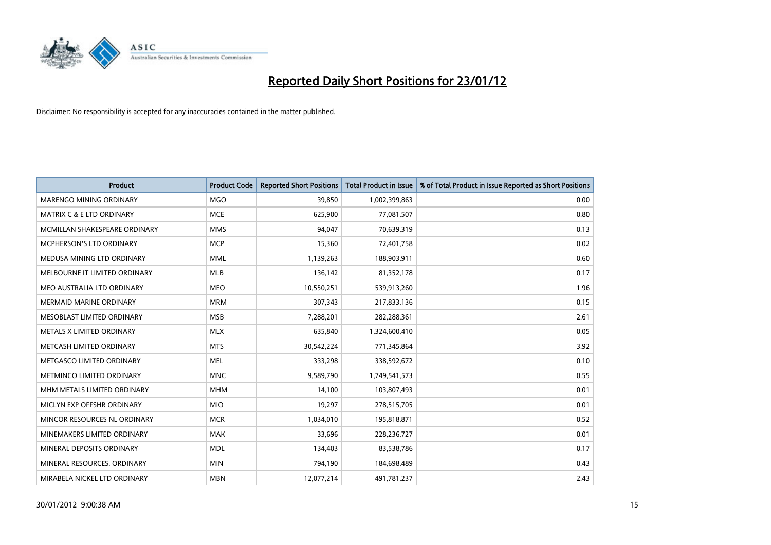# Reported Daily Short Positions for 23/01/12

Disclaimer: No responsibility is accepted for any inaccuracies contained in the matter published.

| Product | Product Code | Reported Short Positions | Total Product in Issue | % of Total Product in Issue Reported as Short Positions |
|---|---|---|---|---|
| MARENGO MINING ORDINARY | MGO | 39,850 | 1,002,399,863 | 0.00 |
| MATRIX C & E LTD ORDINARY | MCE | 625,900 | 77,081,507 | 0.80 |
| MCMILLAN SHAKESPEARE ORDINARY | MMS | 94,047 | 70,639,319 | 0.13 |
| MCPHERSON'S LTD ORDINARY | MCP | 15,360 | 72,401,758 | 0.02 |
| MEDUSA MINING LTD ORDINARY | MML | 1,139,263 | 188,903,911 | 0.60 |
| MELBOURNE IT LIMITED ORDINARY | MLB | 136,142 | 81,352,178 | 0.17 |
| MEO AUSTRALIA LTD ORDINARY | MEO | 10,550,251 | 539,913,260 | 1.96 |
| MERMAID MARINE ORDINARY | MRM | 307,343 | 217,833,136 | 0.15 |
| MESOBLAST LIMITED ORDINARY | MSB | 7,288,201 | 282,288,361 | 2.61 |
| METALS X LIMITED ORDINARY | MLX | 635,840 | 1,324,600,410 | 0.05 |
| METCASH LIMITED ORDINARY | MTS | 30,542,224 | 771,345,864 | 3.92 |
| METGASCO LIMITED ORDINARY | MEL | 333,298 | 338,592,672 | 0.10 |
| METMINCO LIMITED ORDINARY | MNC | 9,589,790 | 1,749,541,573 | 0.55 |
| MHM METALS LIMITED ORDINARY | MHM | 14,100 | 103,807,493 | 0.01 |
| MICLYN EXP OFFSHR ORDINARY | MIO | 19,297 | 278,515,705 | 0.01 |
| MINCOR RESOURCES NL ORDINARY | MCR | 1,034,010 | 195,818,871 | 0.52 |
| MINEMAKERS LIMITED ORDINARY | MAK | 33,696 | 228,236,727 | 0.01 |
| MINERAL DEPOSITS ORDINARY | MDL | 134,403 | 83,538,786 | 0.17 |
| MINERAL RESOURCES. ORDINARY | MIN | 794,190 | 184,698,489 | 0.43 |
| MIRABELA NICKEL LTD ORDINARY | MBN | 12,077,214 | 491,781,237 | 2.43 |

30/01/2012 9:00:38 AM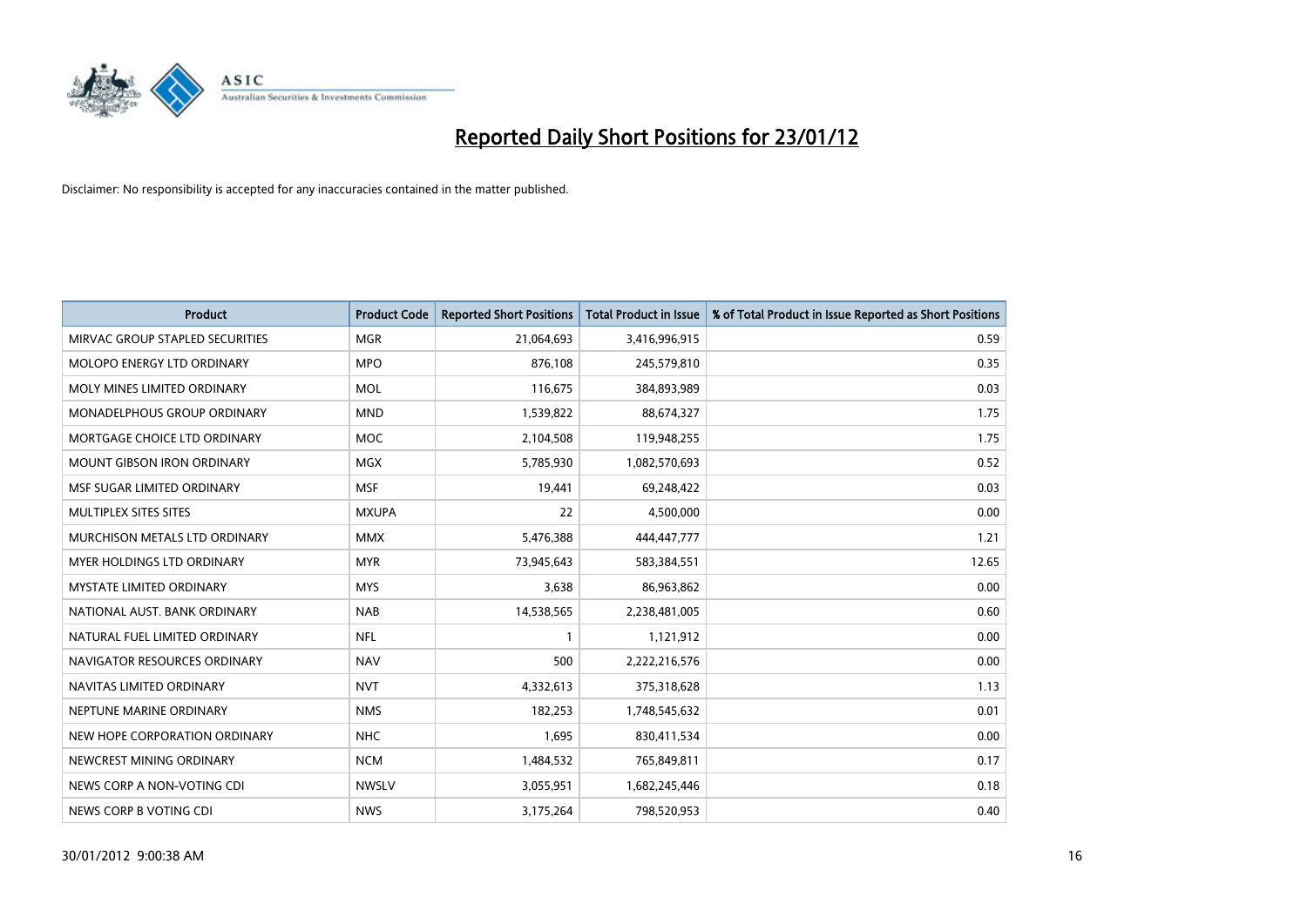# Reported Daily Short Positions for 23/01/12

Disclaimer: No responsibility is accepted for any inaccuracies contained in the matter published.

| Product | Product Code | Reported Short Positions | Total Product in Issue | % of Total Product in Issue Reported as Short Positions |
|---|---|---|---|---|
| MIRVAC GROUP STAPLED SECURITIES | MGR | 21,064,693 | 3,416,996,915 | 0.59 |
| MOLOPO ENERGY LTD ORDINARY | MPO | 876,108 | 245,579,810 | 0.35 |
| MOLY MINES LIMITED ORDINARY | MOL | 116,675 | 384,893,989 | 0.03 |
| MONADELPHOUS GROUP ORDINARY | MND | 1,539,822 | 88,674,327 | 1.75 |
| MORTGAGE CHOICE LTD ORDINARY | MOC | 2,104,508 | 119,948,255 | 1.75 |
| MOUNT GIBSON IRON ORDINARY | MGX | 5,785,930 | 1,082,570,693 | 0.52 |
| MSF SUGAR LIMITED ORDINARY | MSF | 19,441 | 69,248,422 | 0.03 |
| MULTIPLEX SITES SITES | MXUPA | 22 | 4,500,000 | 0.00 |
| MURCHISON METALS LTD ORDINARY | MMX | 5,476,388 | 444,447,777 | 1.21 |
| MYER HOLDINGS LTD ORDINARY | MYR | 73,945,643 | 583,384,551 | 12.65 |
| MYSTATE LIMITED ORDINARY | MYS | 3,638 | 86,963,862 | 0.00 |
| NATIONAL AUST. BANK ORDINARY | NAB | 14,538,565 | 2,238,481,005 | 0.60 |
| NATURAL FUEL LIMITED ORDINARY | NFL | 1 | 1,121,912 | 0.00 |
| NAVIGATOR RESOURCES ORDINARY | NAV | 500 | 2,222,216,576 | 0.00 |
| NAVITAS LIMITED ORDINARY | NVT | 4,332,613 | 375,318,628 | 1.13 |
| NEPTUNE MARINE ORDINARY | NMS | 182,253 | 1,748,545,632 | 0.01 |
| NEW HOPE CORPORATION ORDINARY | NHC | 1,695 | 830,411,534 | 0.00 |
| NEWCREST MINING ORDINARY | NCM | 1,484,532 | 765,849,811 | 0.17 |
| NEWS CORP A NON-VOTING CDI | NWSLV | 3,055,951 | 1,682,245,446 | 0.18 |
| NEWS CORP B VOTING CDI | NWS | 3,175,264 | 798,520,953 | 0.40 |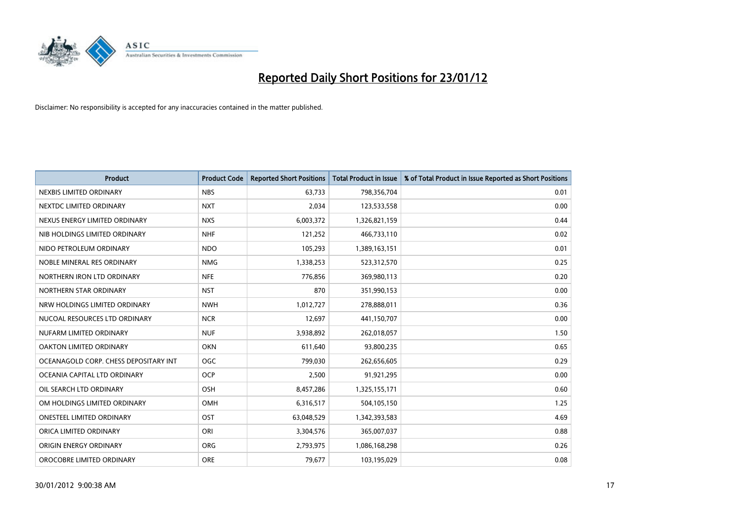# Reported Daily Short Positions for 23/01/12

Disclaimer: No responsibility is accepted for any inaccuracies contained in the matter published.

| Product | Product Code | Reported Short Positions | Total Product in Issue | % of Total Product in Issue Reported as Short Positions |
|---|---|---|---|---|
| NEXBIS LIMITED ORDINARY | NBS | 63,733 | 798,356,704 | 0.01 |
| NEXTDC LIMITED ORDINARY | NXT | 2,034 | 123,533,558 | 0.00 |
| NEXUS ENERGY LIMITED ORDINARY | NXS | 6,003,372 | 1,326,821,159 | 0.44 |
| NIB HOLDINGS LIMITED ORDINARY | NHF | 121,252 | 466,733,110 | 0.02 |
| NIDO PETROLEUM ORDINARY | NDO | 105,293 | 1,389,163,151 | 0.01 |
| NOBLE MINERAL RES ORDINARY | NMG | 1,338,253 | 523,312,570 | 0.25 |
| NORTHERN IRON LTD ORDINARY | NFE | 776,856 | 369,980,113 | 0.20 |
| NORTHERN STAR ORDINARY | NST | 870 | 351,990,153 | 0.00 |
| NRW HOLDINGS LIMITED ORDINARY | NWH | 1,012,727 | 278,888,011 | 0.36 |
| NUCOAL RESOURCES LTD ORDINARY | NCR | 12,697 | 441,150,707 | 0.00 |
| NUFARM LIMITED ORDINARY | NUF | 3,938,892 | 262,018,057 | 1.50 |
| OAKTON LIMITED ORDINARY | OKN | 611,640 | 93,800,235 | 0.65 |
| OCEANAGOLD CORP. CHESS DEPOSITARY INT | OGC | 799,030 | 262,656,605 | 0.29 |
| OCEANIA CAPITAL LTD ORDINARY | OCP | 2,500 | 91,921,295 | 0.00 |
| OIL SEARCH LTD ORDINARY | OSH | 8,457,286 | 1,325,155,171 | 0.60 |
| OM HOLDINGS LIMITED ORDINARY | OMH | 6,316,517 | 504,105,150 | 1.25 |
| ONESTEEL LIMITED ORDINARY | OST | 63,048,529 | 1,342,393,583 | 4.69 |
| ORICA LIMITED ORDINARY | ORI | 3,304,576 | 365,007,037 | 0.88 |
| ORIGIN ENERGY ORDINARY | ORG | 2,793,975 | 1,086,168,298 | 0.26 |
| OROCOBRE LIMITED ORDINARY | ORE | 79,677 | 103,195,029 | 0.08 |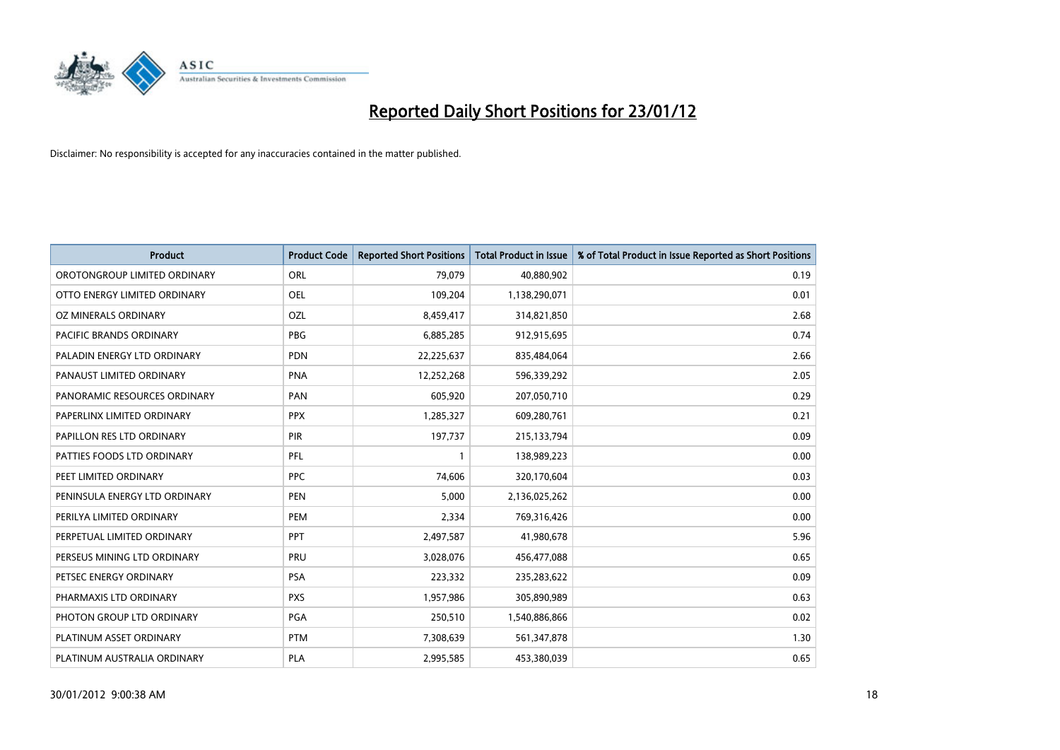# Reported Daily Short Positions for 23/01/12

Disclaimer: No responsibility is accepted for any inaccuracies contained in the matter published.

| Product | Product Code | Reported Short Positions | Total Product in Issue | % of Total Product in Issue Reported as Short Positions |
|---|---|---|---|---|
| OROTONGROUP LIMITED ORDINARY | ORL | 79,079 | 40,880,902 | 0.19 |
| OTTO ENERGY LIMITED ORDINARY | OEL | 109,204 | 1,138,290,071 | 0.01 |
| OZ MINERALS ORDINARY | OZL | 8,459,417 | 314,821,850 | 2.68 |
| PACIFIC BRANDS ORDINARY | PBG | 6,885,285 | 912,915,695 | 0.74 |
| PALADIN ENERGY LTD ORDINARY | PDN | 22,225,637 | 835,484,064 | 2.66 |
| PANAUST LIMITED ORDINARY | PNA | 12,252,268 | 596,339,292 | 2.05 |
| PANORAMIC RESOURCES ORDINARY | PAN | 605,920 | 207,050,710 | 0.29 |
| PAPERLINX LIMITED ORDINARY | PPX | 1,285,327 | 609,280,761 | 0.21 |
| PAPILLON RES LTD ORDINARY | PIR | 197,737 | 215,133,794 | 0.09 |
| PATTIES FOODS LTD ORDINARY | PFL | 1 | 138,989,223 | 0.00 |
| PEET LIMITED ORDINARY | PPC | 74,606 | 320,170,604 | 0.03 |
| PENINSULA ENERGY LTD ORDINARY | PEN | 5,000 | 2,136,025,262 | 0.00 |
| PERILYA LIMITED ORDINARY | PEM | 2,334 | 769,316,426 | 0.00 |
| PERPETUAL LIMITED ORDINARY | PPT | 2,497,587 | 41,980,678 | 5.96 |
| PERSEUS MINING LTD ORDINARY | PRU | 3,028,076 | 456,477,088 | 0.65 |
| PETSEC ENERGY ORDINARY | PSA | 223,332 | 235,283,622 | 0.09 |
| PHARMAXIS LTD ORDINARY | PXS | 1,957,986 | 305,890,989 | 0.63 |
| PHOTON GROUP LTD ORDINARY | PGA | 250,510 | 1,540,886,866 | 0.02 |
| PLATINUM ASSET ORDINARY | PTM | 7,308,639 | 561,347,878 | 1.30 |
| PLATINUM AUSTRALIA ORDINARY | PLA | 2,995,585 | 453,380,039 | 0.65 |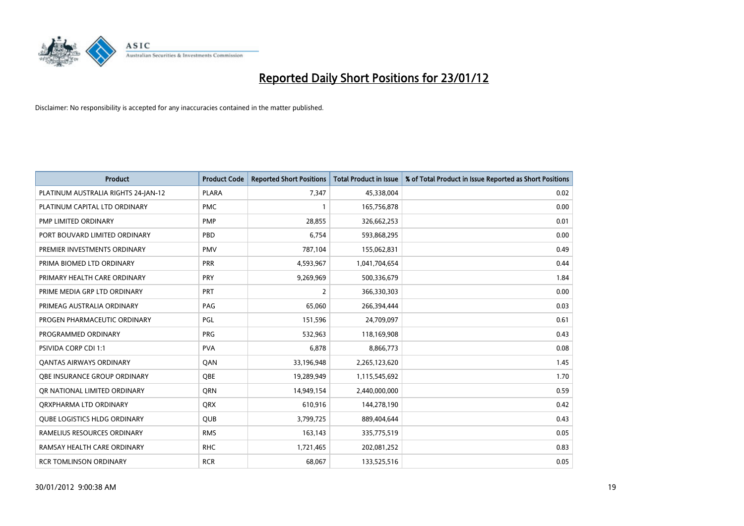# Reported Daily Short Positions for 23/01/12

Disclaimer: No responsibility is accepted for any inaccuracies contained in the matter published.

| Product | Product Code | Reported Short Positions | Total Product in Issue | % of Total Product in Issue Reported as Short Positions |
|---|---|---|---|---|
| PLATINUM AUSTRALIA RIGHTS 24-JAN-12 | PLARA | 7,347 | 45,338,004 | 0.02 |
| PLATINUM CAPITAL LTD ORDINARY | PMC | 1 | 165,756,878 | 0.00 |
| PMP LIMITED ORDINARY | PMP | 28,855 | 326,662,253 | 0.01 |
| PORT BOUVARD LIMITED ORDINARY | PBD | 6,754 | 593,868,295 | 0.00 |
| PREMIER INVESTMENTS ORDINARY | PMV | 787,104 | 155,062,831 | 0.49 |
| PRIMA BIOMED LTD ORDINARY | PRR | 4,593,967 | 1,041,704,654 | 0.44 |
| PRIMARY HEALTH CARE ORDINARY | PRY | 9,269,969 | 500,336,679 | 1.84 |
| PRIME MEDIA GRP LTD ORDINARY | PRT | 2 | 366,330,303 | 0.00 |
| PRIMEAG AUSTRALIA ORDINARY | PAG | 65,060 | 266,394,444 | 0.03 |
| PROGEN PHARMACEUTIC ORDINARY | PGL | 151,596 | 24,709,097 | 0.61 |
| PROGRAMMED ORDINARY | PRG | 532,963 | 118,169,908 | 0.43 |
| PSIVIDA CORP CDI 1:1 | PVA | 6,878 | 8,866,773 | 0.08 |
| QANTAS AIRWAYS ORDINARY | QAN | 33,196,948 | 2,265,123,620 | 1.45 |
| QBE INSURANCE GROUP ORDINARY | QBE | 19,289,949 | 1,115,545,692 | 1.70 |
| QR NATIONAL LIMITED ORDINARY | QRN | 14,949,154 | 2,440,000,000 | 0.59 |
| QRXPHARMA LTD ORDINARY | QRX | 610,916 | 144,278,190 | 0.42 |
| QUBE LOGISTICS HLDG ORDINARY | QUB | 3,799,725 | 889,404,644 | 0.43 |
| RAMELIUS RESOURCES ORDINARY | RMS | 163,143 | 335,775,519 | 0.05 |
| RAMSAY HEALTH CARE ORDINARY | RHC | 1,721,465 | 202,081,252 | 0.83 |
| RCR TOMLINSON ORDINARY | RCR | 68,067 | 133,525,516 | 0.05 |

30/01/2012 9:00:38 AM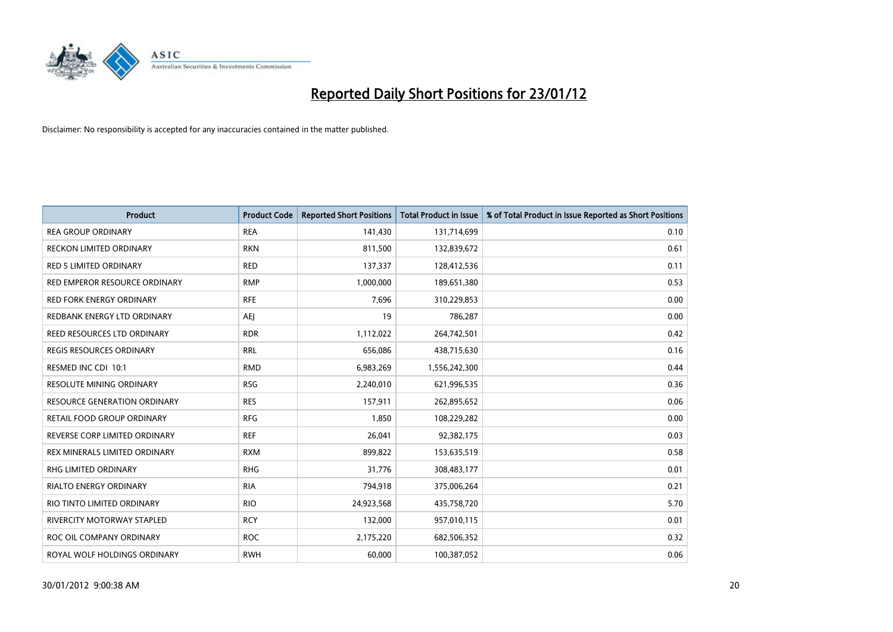# Reported Daily Short Positions for 23/01/12

Disclaimer: No responsibility is accepted for any inaccuracies contained in the matter published.

| Product | Product Code | Reported Short Positions | Total Product in Issue | % of Total Product in Issue Reported as Short Positions |
|---|---|---|---|---|
| REA GROUP ORDINARY | REA | 141,430 | 131,714,699 | 0.10 |
| RECKON LIMITED ORDINARY | RKN | 811,500 | 132,839,672 | 0.61 |
| RED 5 LIMITED ORDINARY | RED | 137,337 | 128,412,536 | 0.11 |
| RED EMPEROR RESOURCE ORDINARY | RMP | 1,000,000 | 189,651,380 | 0.53 |
| RED FORK ENERGY ORDINARY | RFE | 7,696 | 310,229,853 | 0.00 |
| REDBANK ENERGY LTD ORDINARY | AEJ | 19 | 786,287 | 0.00 |
| REED RESOURCES LTD ORDINARY | RDR | 1,112,022 | 264,742,501 | 0.42 |
| REGIS RESOURCES ORDINARY | RRL | 656,086 | 438,715,630 | 0.16 |
| RESMED INC CDI 10:1 | RMD | 6,983,269 | 1,556,242,300 | 0.44 |
| RESOLUTE MINING ORDINARY | RSG | 2,240,010 | 621,996,535 | 0.36 |
| RESOURCE GENERATION ORDINARY | RES | 157,911 | 262,895,652 | 0.06 |
| RETAIL FOOD GROUP ORDINARY | RFG | 1,850 | 108,229,282 | 0.00 |
| REVERSE CORP LIMITED ORDINARY | REF | 26,041 | 92,382,175 | 0.03 |
| REX MINERALS LIMITED ORDINARY | RXM | 899,822 | 153,635,519 | 0.58 |
| RHG LIMITED ORDINARY | RHG | 31,776 | 308,483,177 | 0.01 |
| RIALTO ENERGY ORDINARY | RIA | 794,918 | 375,006,264 | 0.21 |
| RIO TINTO LIMITED ORDINARY | RIO | 24,923,568 | 435,758,720 | 5.70 |
| RIVERCITY MOTORWAY STAPLED | RCY | 132,000 | 957,010,115 | 0.01 |
| ROC OIL COMPANY ORDINARY | ROC | 2,175,220 | 682,506,352 | 0.32 |
| ROYAL WOLF HOLDINGS ORDINARY | RWH | 60,000 | 100,387,052 | 0.06 |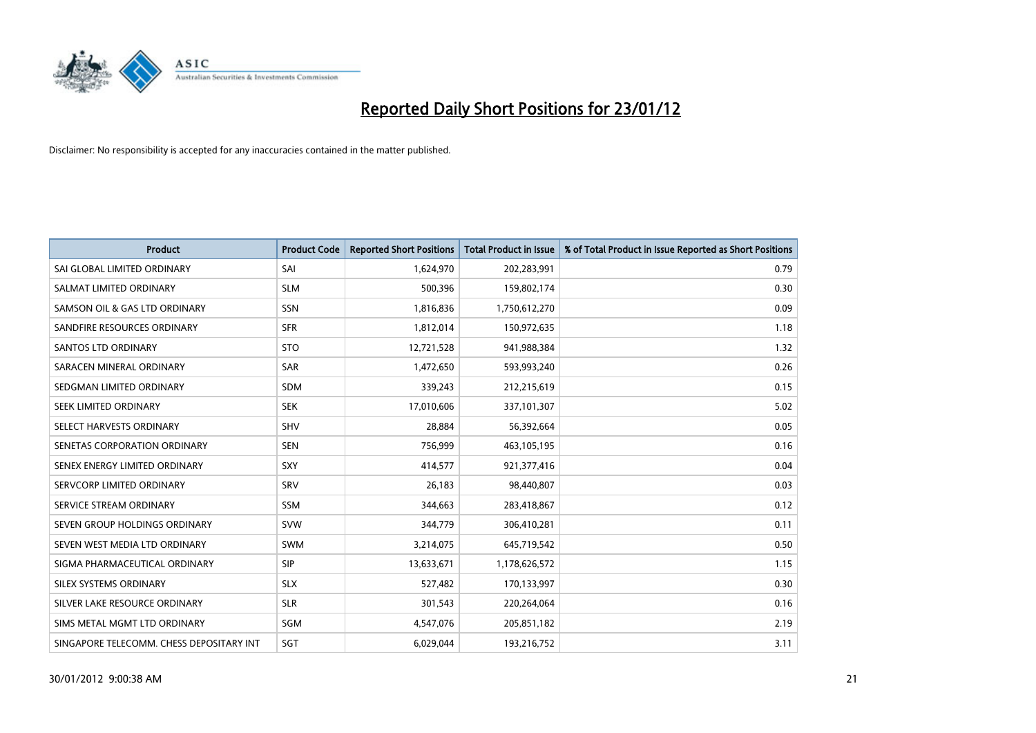# Reported Daily Short Positions for 23/01/12

Disclaimer: No responsibility is accepted for any inaccuracies contained in the matter published.

| Product | Product Code | Reported Short Positions | Total Product in Issue | % of Total Product in Issue Reported as Short Positions |
|---|---|---|---|---|
| SAI GLOBAL LIMITED ORDINARY | SAI | 1,624,970 | 202,283,991 | 0.79 |
| SALMAT LIMITED ORDINARY | SLM | 500,396 | 159,802,174 | 0.30 |
| SAMSON OIL & GAS LTD ORDINARY | SSN | 1,816,836 | 1,750,612,270 | 0.09 |
| SANDFIRE RESOURCES ORDINARY | SFR | 1,812,014 | 150,972,635 | 1.18 |
| SANTOS LTD ORDINARY | STO | 12,721,528 | 941,988,384 | 1.32 |
| SARACEN MINERAL ORDINARY | SAR | 1,472,650 | 593,993,240 | 0.26 |
| SEDGMAN LIMITED ORDINARY | SDM | 339,243 | 212,215,619 | 0.15 |
| SEEK LIMITED ORDINARY | SEK | 17,010,606 | 337,101,307 | 5.02 |
| SELECT HARVESTS ORDINARY | SHV | 28,884 | 56,392,664 | 0.05 |
| SENETAS CORPORATION ORDINARY | SEN | 756,999 | 463,105,195 | 0.16 |
| SENEX ENERGY LIMITED ORDINARY | SXY | 414,577 | 921,377,416 | 0.04 |
| SERVCORP LIMITED ORDINARY | SRV | 26,183 | 98,440,807 | 0.03 |
| SERVICE STREAM ORDINARY | SSM | 344,663 | 283,418,867 | 0.12 |
| SEVEN GROUP HOLDINGS ORDINARY | SVW | 344,779 | 306,410,281 | 0.11 |
| SEVEN WEST MEDIA LTD ORDINARY | SWM | 3,214,075 | 645,719,542 | 0.50 |
| SIGMA PHARMACEUTICAL ORDINARY | SIP | 13,633,671 | 1,178,626,572 | 1.15 |
| SILEX SYSTEMS ORDINARY | SLX | 527,482 | 170,133,997 | 0.30 |
| SILVER LAKE RESOURCE ORDINARY | SLR | 301,543 | 220,264,064 | 0.16 |
| SIMS METAL MGMT LTD ORDINARY | SGM | 4,547,076 | 205,851,182 | 2.19 |
| SINGAPORE TELECOMM. CHESS DEPOSITARY INT | SGT | 6,029,044 | 193,216,752 | 3.11 |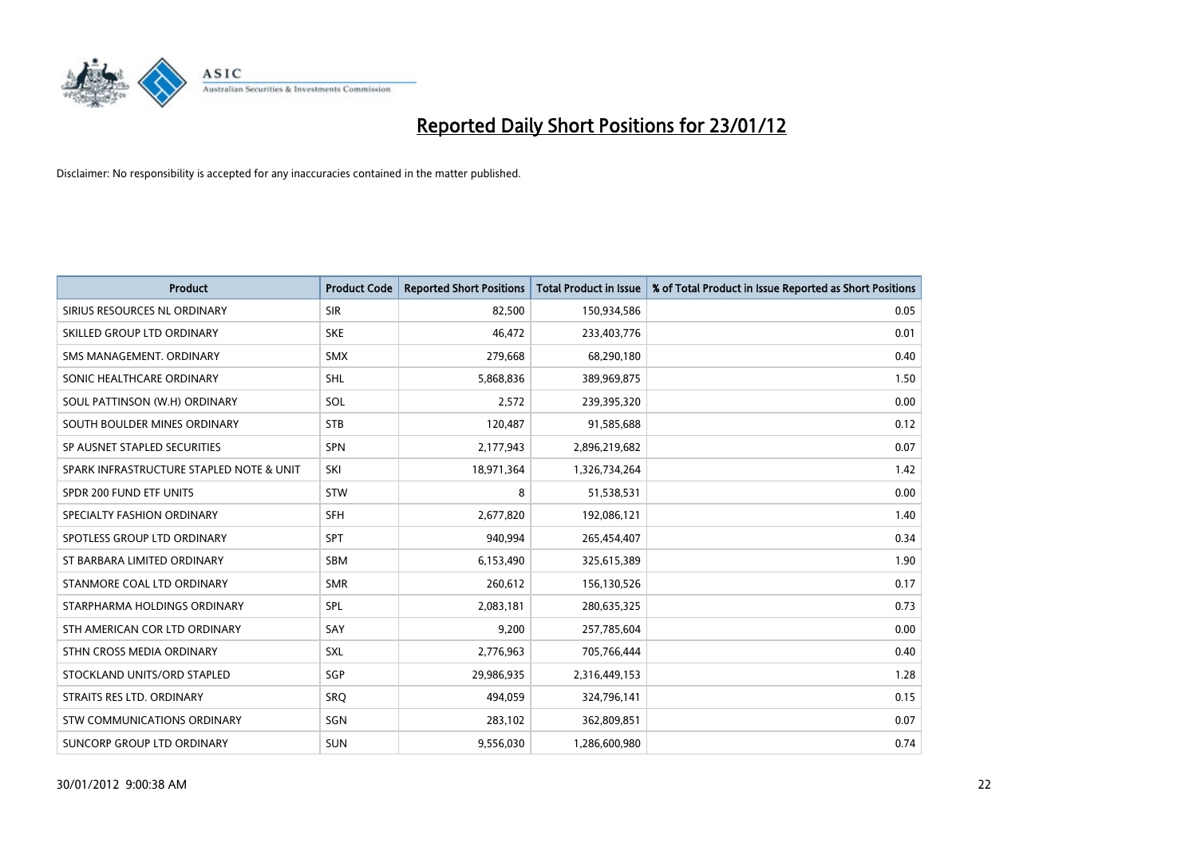# Reported Daily Short Positions for 23/01/12

Disclaimer: No responsibility is accepted for any inaccuracies contained in the matter published.

| Product | Product Code | Reported Short Positions | Total Product in Issue | % of Total Product in Issue Reported as Short Positions |
|---|---|---|---|---|
| SIRIUS RESOURCES NL ORDINARY | SIR | 82,500 | 150,934,586 | 0.05 |
| SKILLED GROUP LTD ORDINARY | SKE | 46,472 | 233,403,776 | 0.01 |
| SMS MANAGEMENT. ORDINARY | SMX | 279,668 | 68,290,180 | 0.40 |
| SONIC HEALTHCARE ORDINARY | SHL | 5,868,836 | 389,969,875 | 1.50 |
| SOUL PATTINSON (W.H) ORDINARY | SOL | 2,572 | 239,395,320 | 0.00 |
| SOUTH BOULDER MINES ORDINARY | STB | 120,487 | 91,585,688 | 0.12 |
| SP AUSNET STAPLED SECURITIES | SPN | 2,177,943 | 2,896,219,682 | 0.07 |
| SPARK INFRASTRUCTURE STAPLED NOTE & UNIT | SKI | 18,971,364 | 1,326,734,264 | 1.42 |
| SPDR 200 FUND ETF UNITS | STW | 8 | 51,538,531 | 0.00 |
| SPECIALTY FASHION ORDINARY | SFH | 2,677,820 | 192,086,121 | 1.40 |
| SPOTLESS GROUP LTD ORDINARY | SPT | 940,994 | 265,454,407 | 0.34 |
| ST BARBARA LIMITED ORDINARY | SBM | 6,153,490 | 325,615,389 | 1.90 |
| STANMORE COAL LTD ORDINARY | SMR | 260,612 | 156,130,526 | 0.17 |
| STARPHARMA HOLDINGS ORDINARY | SPL | 2,083,181 | 280,635,325 | 0.73 |
| STH AMERICAN COR LTD ORDINARY | SAY | 9,200 | 257,785,604 | 0.00 |
| STHN CROSS MEDIA ORDINARY | SXL | 2,776,963 | 705,766,444 | 0.40 |
| STOCKLAND UNITS/ORD STAPLED | SGP | 29,986,935 | 2,316,449,153 | 1.28 |
| STRAITS RES LTD. ORDINARY | SRQ | 494,059 | 324,796,141 | 0.15 |
| STW COMMUNICATIONS ORDINARY | SGN | 283,102 | 362,809,851 | 0.07 |
| SUNCORP GROUP LTD ORDINARY | SUN | 9,556,030 | 1,286,600,980 | 0.74 |

30/01/2012 9:00:38 AM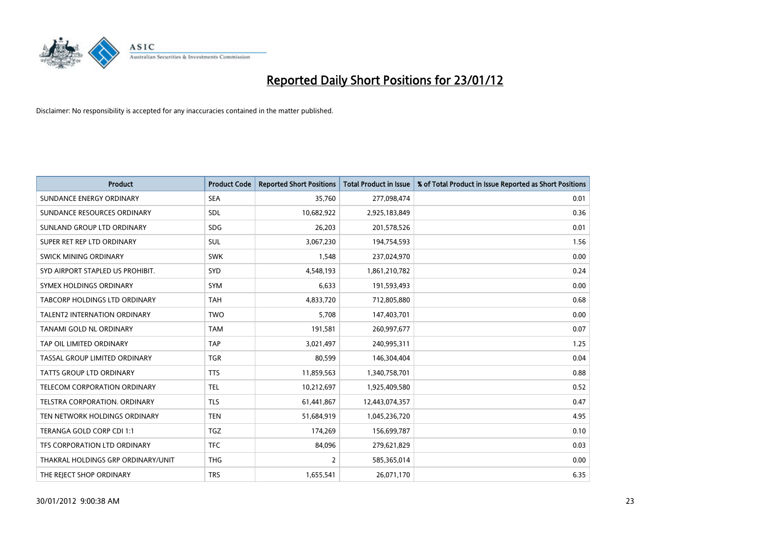# Reported Daily Short Positions for 23/01/12

Disclaimer: No responsibility is accepted for any inaccuracies contained in the matter published.

| Product | Product Code | Reported Short Positions | Total Product in Issue | % of Total Product in Issue Reported as Short Positions |
|---|---|---|---|---|
| SUNDANCE ENERGY ORDINARY | SEA | 35,760 | 277,098,474 | 0.01 |
| SUNDANCE RESOURCES ORDINARY | SDL | 10,682,922 | 2,925,183,849 | 0.36 |
| SUNLAND GROUP LTD ORDINARY | SDG | 26,203 | 201,578,526 | 0.01 |
| SUPER RET REP LTD ORDINARY | SUL | 3,067,230 | 194,754,593 | 1.56 |
| SWICK MINING ORDINARY | SWK | 1,548 | 237,024,970 | 0.00 |
| SYD AIRPORT STAPLED US PROHIBIT. | SYD | 4,548,193 | 1,861,210,782 | 0.24 |
| SYMEX HOLDINGS ORDINARY | SYM | 6,633 | 191,593,493 | 0.00 |
| TABCORP HOLDINGS LTD ORDINARY | TAH | 4,833,720 | 712,805,880 | 0.68 |
| TALENT2 INTERNATION ORDINARY | TWO | 5,708 | 147,403,701 | 0.00 |
| TANAMI GOLD NL ORDINARY | TAM | 191,581 | 260,997,677 | 0.07 |
| TAP OIL LIMITED ORDINARY | TAP | 3,021,497 | 240,995,311 | 1.25 |
| TASSAL GROUP LIMITED ORDINARY | TGR | 80,599 | 146,304,404 | 0.04 |
| TATTS GROUP LTD ORDINARY | TTS | 11,859,563 | 1,340,758,701 | 0.88 |
| TELECOM CORPORATION ORDINARY | TEL | 10,212,697 | 1,925,409,580 | 0.52 |
| TELSTRA CORPORATION. ORDINARY | TLS | 61,441,867 | 12,443,074,357 | 0.47 |
| TEN NETWORK HOLDINGS ORDINARY | TEN | 51,684,919 | 1,045,236,720 | 4.95 |
| TERANGA GOLD CORP CDI 1:1 | TGZ | 174,269 | 156,699,787 | 0.10 |
| TFS CORPORATION LTD ORDINARY | TFC | 84,096 | 279,621,829 | 0.03 |
| THAKRAL HOLDINGS GRP ORDINARY/UNIT | THG | 2 | 585,365,014 | 0.00 |
| THE REJECT SHOP ORDINARY | TRS | 1,655,541 | 26,071,170 | 6.35 |

30/01/2012 9:00:38 AM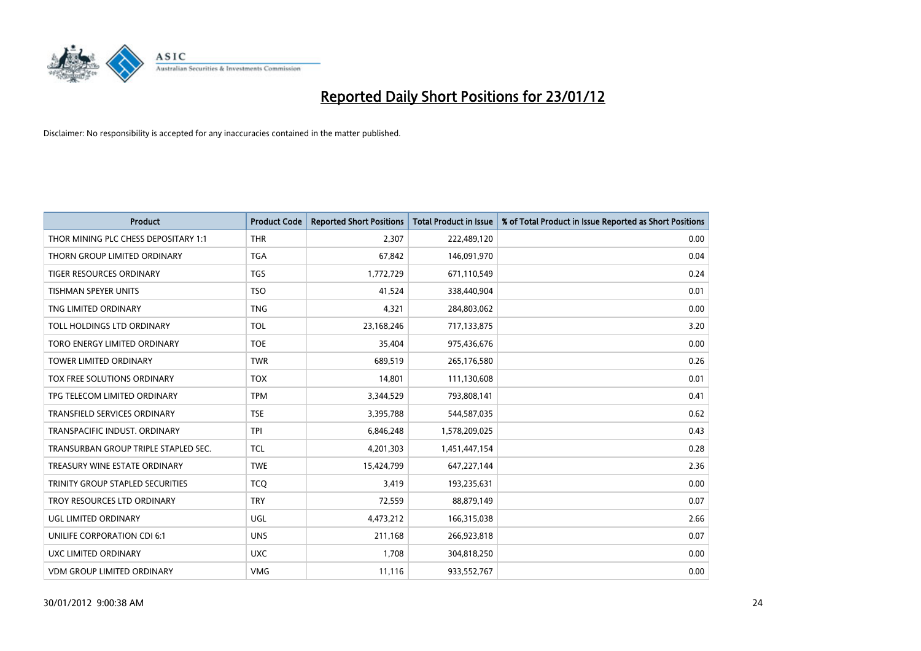# Reported Daily Short Positions for 23/01/12

Disclaimer: No responsibility is accepted for any inaccuracies contained in the matter published.

| Product | Product Code | Reported Short Positions | Total Product in Issue | % of Total Product in Issue Reported as Short Positions |
|---|---|---|---|---|
| THOR MINING PLC CHESS DEPOSITARY 1:1 | THR | 2,307 | 222,489,120 | 0.00 |
| THORN GROUP LIMITED ORDINARY | TGA | 67,842 | 146,091,970 | 0.04 |
| TIGER RESOURCES ORDINARY | TGS | 1,772,729 | 671,110,549 | 0.24 |
| TISHMAN SPEYER UNITS | TSO | 41,524 | 338,440,904 | 0.01 |
| TNG LIMITED ORDINARY | TNG | 4,321 | 284,803,062 | 0.00 |
| TOLL HOLDINGS LTD ORDINARY | TOL | 23,168,246 | 717,133,875 | 3.20 |
| TORO ENERGY LIMITED ORDINARY | TOE | 35,404 | 975,436,676 | 0.00 |
| TOWER LIMITED ORDINARY | TWR | 689,519 | 265,176,580 | 0.26 |
| TOX FREE SOLUTIONS ORDINARY | TOX | 14,801 | 111,130,608 | 0.01 |
| TPG TELECOM LIMITED ORDINARY | TPM | 3,344,529 | 793,808,141 | 0.41 |
| TRANSFIELD SERVICES ORDINARY | TSE | 3,395,788 | 544,587,035 | 0.62 |
| TRANSPACIFIC INDUST. ORDINARY | TPI | 6,846,248 | 1,578,209,025 | 0.43 |
| TRANSURBAN GROUP TRIPLE STAPLED SEC. | TCL | 4,201,303 | 1,451,447,154 | 0.28 |
| TREASURY WINE ESTATE ORDINARY | TWE | 15,424,799 | 647,227,144 | 2.36 |
| TRINITY GROUP STAPLED SECURITIES | TCQ | 3,419 | 193,235,631 | 0.00 |
| TROY RESOURCES LTD ORDINARY | TRY | 72,559 | 88,879,149 | 0.07 |
| UGL LIMITED ORDINARY | UGL | 4,473,212 | 166,315,038 | 2.66 |
| UNILIFE CORPORATION CDI 6:1 | UNS | 211,168 | 266,923,818 | 0.07 |
| UXC LIMITED ORDINARY | UXC | 1,708 | 304,818,250 | 0.00 |
| VDM GROUP LIMITED ORDINARY | VMG | 11,116 | 933,552,767 | 0.00 |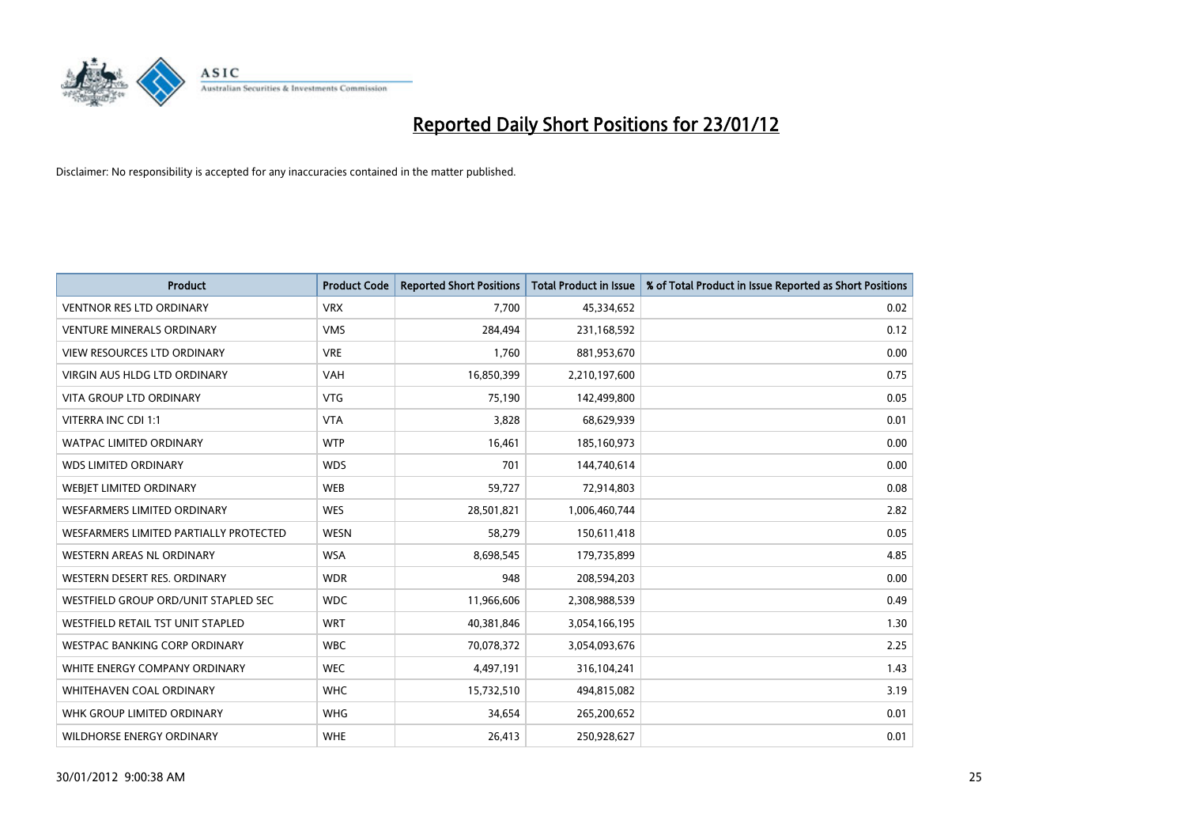# Reported Daily Short Positions for 23/01/12

Disclaimer: No responsibility is accepted for any inaccuracies contained in the matter published.

| Product | Product Code | Reported Short Positions | Total Product in Issue | % of Total Product in Issue Reported as Short Positions |
|---|---|---|---|---|
| VENTNOR RES LTD ORDINARY | VRX | 7,700 | 45,334,652 | 0.02 |
| VENTURE MINERALS ORDINARY | VMS | 284,494 | 231,168,592 | 0.12 |
| VIEW RESOURCES LTD ORDINARY | VRE | 1,760 | 881,953,670 | 0.00 |
| VIRGIN AUS HLDG LTD ORDINARY | VAH | 16,850,399 | 2,210,197,600 | 0.75 |
| VITA GROUP LTD ORDINARY | VTG | 75,190 | 142,499,800 | 0.05 |
| VITERRA INC CDI 1:1 | VTA | 3,828 | 68,629,939 | 0.01 |
| WATPAC LIMITED ORDINARY | WTP | 16,461 | 185,160,973 | 0.00 |
| WDS LIMITED ORDINARY | WDS | 701 | 144,740,614 | 0.00 |
| WEBJET LIMITED ORDINARY | WEB | 59,727 | 72,914,803 | 0.08 |
| WESFARMERS LIMITED ORDINARY | WES | 28,501,821 | 1,006,460,744 | 2.82 |
| WESFARMERS LIMITED PARTIALLY PROTECTED | WESN | 58,279 | 150,611,418 | 0.05 |
| WESTERN AREAS NL ORDINARY | WSA | 8,698,545 | 179,735,899 | 4.85 |
| WESTERN DESERT RES. ORDINARY | WDR | 948 | 208,594,203 | 0.00 |
| WESTFIELD GROUP ORD/UNIT STAPLED SEC | WDC | 11,966,606 | 2,308,988,539 | 0.49 |
| WESTFIELD RETAIL TST UNIT STAPLED | WRT | 40,381,846 | 3,054,166,195 | 1.30 |
| WESTPAC BANKING CORP ORDINARY | WBC | 70,078,372 | 3,054,093,676 | 2.25 |
| WHITE ENERGY COMPANY ORDINARY | WEC | 4,497,191 | 316,104,241 | 1.43 |
| WHITEHAVEN COAL ORDINARY | WHC | 15,732,510 | 494,815,082 | 3.19 |
| WHK GROUP LIMITED ORDINARY | WHG | 34,654 | 265,200,652 | 0.01 |
| WILDHORSE ENERGY ORDINARY | WHE | 26,413 | 250,928,627 | 0.01 |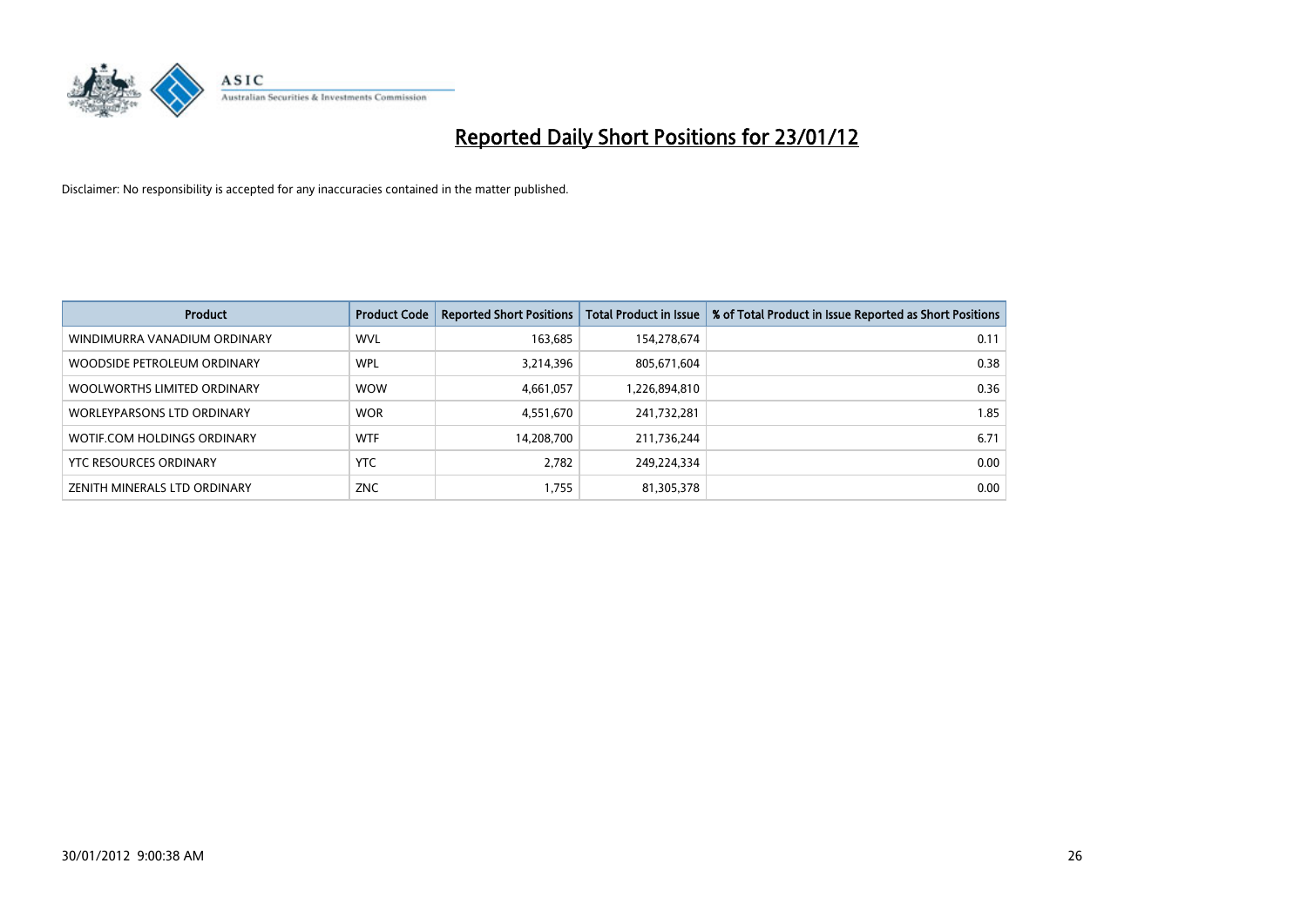# Reported Daily Short Positions for 23/01/12

Disclaimer: No responsibility is accepted for any inaccuracies contained in the matter published.

| Product | Product Code | Reported Short Positions | Total Product in Issue | % of Total Product in Issue Reported as Short Positions |
| --- | --- | --- | --- | --- |
| WINDIMURRA VANADIUM ORDINARY | WVL | 163,685 | 154,278,674 | 0.11 |
| WOODSIDE PETROLEUM ORDINARY | WPL | 3,214,396 | 805,671,604 | 0.38 |
| WOOLWORTHS LIMITED ORDINARY | WOW | 4,661,057 | 1,226,894,810 | 0.36 |
| WORLEYPARSONS LTD ORDINARY | WOR | 4,551,670 | 241,732,281 | 1.85 |
| WOTIF.COM HOLDINGS ORDINARY | WTF | 14,208,700 | 211,736,244 | 6.71 |
| YTC RESOURCES ORDINARY | YTC | 2,782 | 249,224,334 | 0.00 |
| ZENITH MINERALS LTD ORDINARY | ZNC | 1,755 | 81,305,378 | 0.00 |

30/01/2012 9:00:38 AM